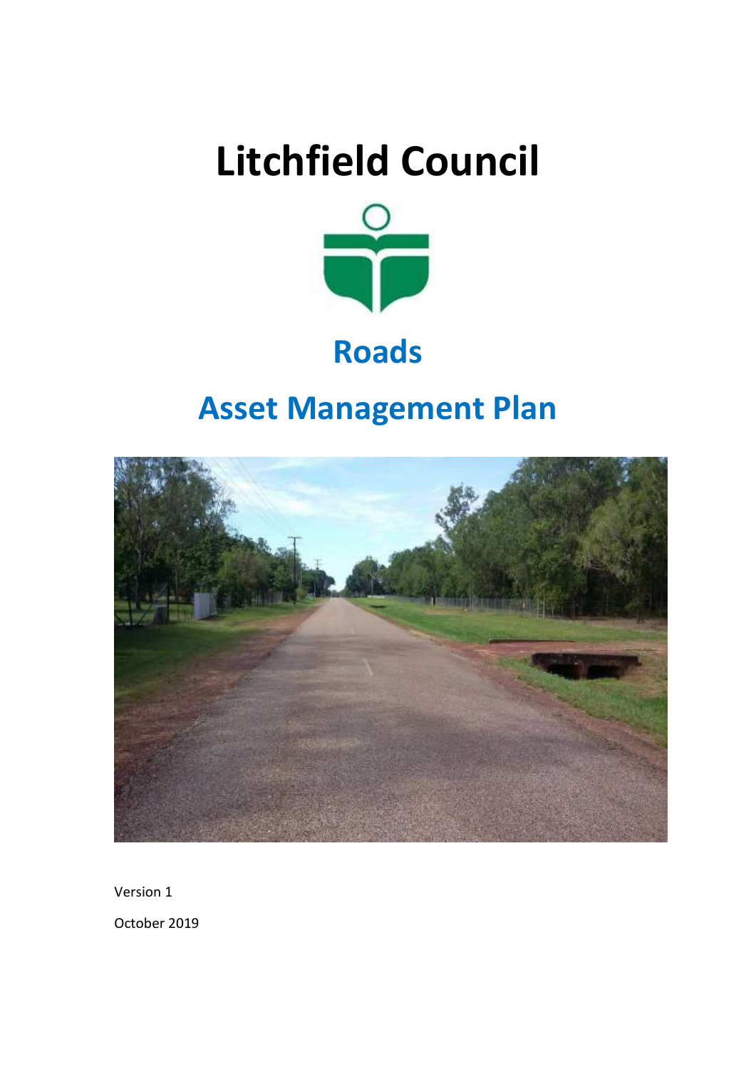# Litchfield Council

## Roads

## Asset Management Plan

Version 1

October 2019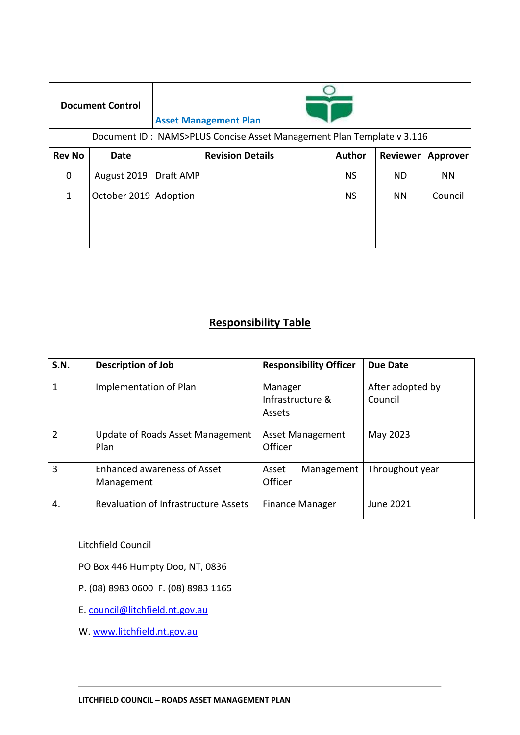| Document Control | Asset Management Plan | | | | |
|---|---|---|---|---|---|
| Document ID : NAMS>PLUS Concise Asset Management Plan Template v 3.116 | | | | | |
| **Rev No** | **Date** | **Revision Details** | **Author** | **Reviewer** | **Approver** |
| 0 | August 2019 | Draft AMP | NS | ND | NN |
| 1 | October 2019 | Adoption | NS | NN | Council |
| | | | | | |
| | | | | | |

## Responsibility Table

| S.N. | Description of Job | Responsibility Officer | Due Date |
|---|---|---|---|
| 1 | Implementation of Plan | Manager Infrastructure & Assets | After adopted by Council |
| 2 | Update of Roads Asset Management Plan | Asset Management Officer | May 2023 |
| 3 | Enhanced awareness of Asset Management | Asset Management Officer | Throughout year |
| 4. | Revaluation of Infrastructure Assets | Finance Manager | June 2021 |

Litchfield Council

PO Box 446 Humpty Doo, NT, 0836

P. (08) 8983 0600 F. (08) 8983 1165

E. council@litchfield.nt.gov.au

W. www.litchfield.nt.gov.au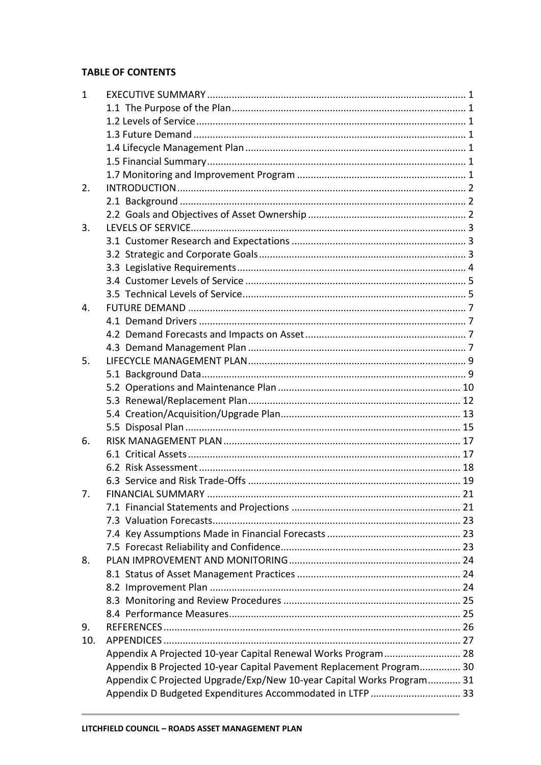**TABLE OF CONTENTS**

| | | |
|---|---|---|
| 1 | EXECUTIVE SUMMARY | 1 |
| | 1.1 The Purpose of the Plan | 1 |
| | 1.2 Levels of Service | 1 |
| | 1.3 Future Demand | 1 |
| | 1.4 Lifecycle Management Plan | 1 |
| | 1.5 Financial Summary | 1 |
| | 1.7 Monitoring and Improvement Program | 1 |
| 2. | INTRODUCTION | 2 |
| | 2.1 Background | 2 |
| | 2.2 Goals and Objectives of Asset Ownership | 2 |
| 3. | LEVELS OF SERVICE | 3 |
| | 3.1 Customer Research and Expectations | 3 |
| | 3.2 Strategic and Corporate Goals | 3 |
| | 3.3 Legislative Requirements | 4 |
| | 3.4 Customer Levels of Service | 5 |
| | 3.5 Technical Levels of Service | 5 |
| 4. | FUTURE DEMAND | 7 |
| | 4.1 Demand Drivers | 7 |
| | 4.2 Demand Forecasts and Impacts on Asset | 7 |
| | 4.3 Demand Management Plan | 7 |
| 5. | LIFECYCLE MANAGEMENT PLAN | 9 |
| | 5.1 Background Data | 9 |
| | 5.2 Operations and Maintenance Plan | 10 |
| | 5.3 Renewal/Replacement Plan | 12 |
| | 5.4 Creation/Acquisition/Upgrade Plan | 13 |
| | 5.5 Disposal Plan | 15 |
| 6. | RISK MANAGEMENT PLAN | 17 |
| | 6.1 Critical Assets | 17 |
| | 6.2 Risk Assessment | 18 |
| | 6.3 Service and Risk Trade-Offs | 19 |
| 7. | FINANCIAL SUMMARY | 21 |
| | 7.1 Financial Statements and Projections | 21 |
| | 7.3 Valuation Forecasts | 23 |
| | 7.4 Key Assumptions Made in Financial Forecasts | 23 |
| | 7.5 Forecast Reliability and Confidence | 23 |
| 8. | PLAN IMPROVEMENT AND MONITORING | 24 |
| | 8.1 Status of Asset Management Practices | 24 |
| | 8.2 Improvement Plan | 24 |
| | 8.3 Monitoring and Review Procedures | 25 |
| | 8.4 Performance Measures | 25 |
| 9. | REFERENCES | 26 |
| 10. | APPENDICES | 27 |
| | Appendix A Projected 10-year Capital Renewal Works Program | 28 |
| | Appendix B Projected 10-year Capital Pavement Replacement Program | 30 |
| | Appendix C Projected Upgrade/Exp/New 10-year Capital Works Program | 31 |
| | Appendix D Budgeted Expenditures Accommodated in LTFP | 33 |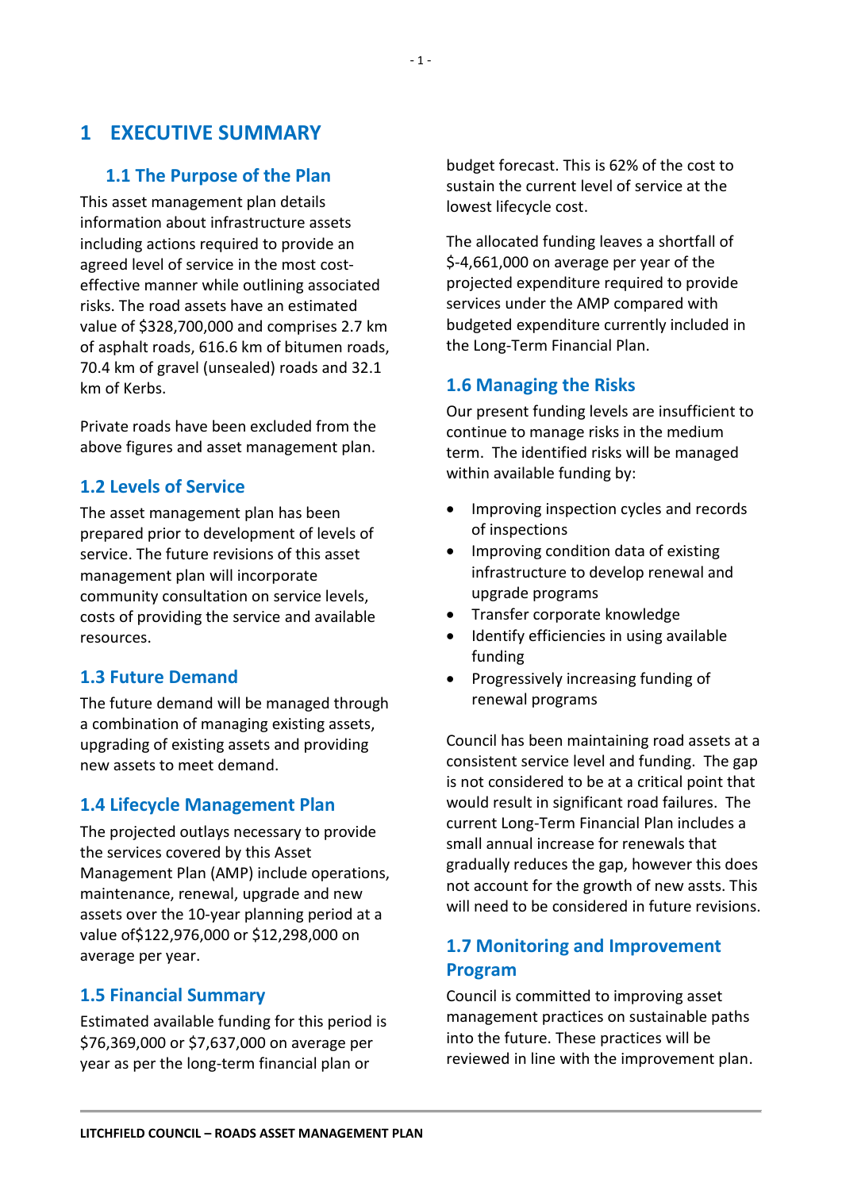# 1 EXECUTIVE SUMMARY

## 1.1 The Purpose of the Plan

This asset management plan details information about infrastructure assets including actions required to provide an agreed level of service in the most cost-effective manner while outlining associated risks. The road assets have an estimated value of $328,700,000 and comprises 2.7 km of asphalt roads, 616.6 km of bitumen roads, 70.4 km of gravel (unsealed) roads and 32.1 km of Kerbs.

Private roads have been excluded from the above figures and asset management plan.

## 1.2 Levels of Service

The asset management plan has been prepared prior to development of levels of service. The future revisions of this asset management plan will incorporate community consultation on service levels, costs of providing the service and available resources.

## 1.3 Future Demand

The future demand will be managed through a combination of managing existing assets, upgrading of existing assets and providing new assets to meet demand.

## 1.4 Lifecycle Management Plan

The projected outlays necessary to provide the services covered by this Asset Management Plan (AMP) include operations, maintenance, renewal, upgrade and new assets over the 10-year planning period at a value of$122,976,000 or $12,298,000 on average per year.

## 1.5 Financial Summary

Estimated available funding for this period is $76,369,000 or $7,637,000 on average per year as per the long-term financial plan or budget forecast. This is 62% of the cost to sustain the current level of service at the lowest lifecycle cost.

The allocated funding leaves a shortfall of $-4,661,000 on average per year of the projected expenditure required to provide services under the AMP compared with budgeted expenditure currently included in the Long-Term Financial Plan.

## 1.6 Managing the Risks

Our present funding levels are insufficient to continue to manage risks in the medium term. The identified risks will be managed within available funding by:

- Improving inspection cycles and records of inspections
- Improving condition data of existing infrastructure to develop renewal and upgrade programs
- Transfer corporate knowledge
- Identify efficiencies in using available funding
- Progressively increasing funding of renewal programs

Council has been maintaining road assets at a consistent service level and funding. The gap is not considered to be at a critical point that would result in significant road failures. The current Long-Term Financial Plan includes a small annual increase for renewals that gradually reduces the gap, however this does not account for the growth of new assts. This will need to be considered in future revisions.

## 1.7 Monitoring and Improvement Program

Council is committed to improving asset management practices on sustainable paths into the future. These practices will be reviewed in line with the improvement plan.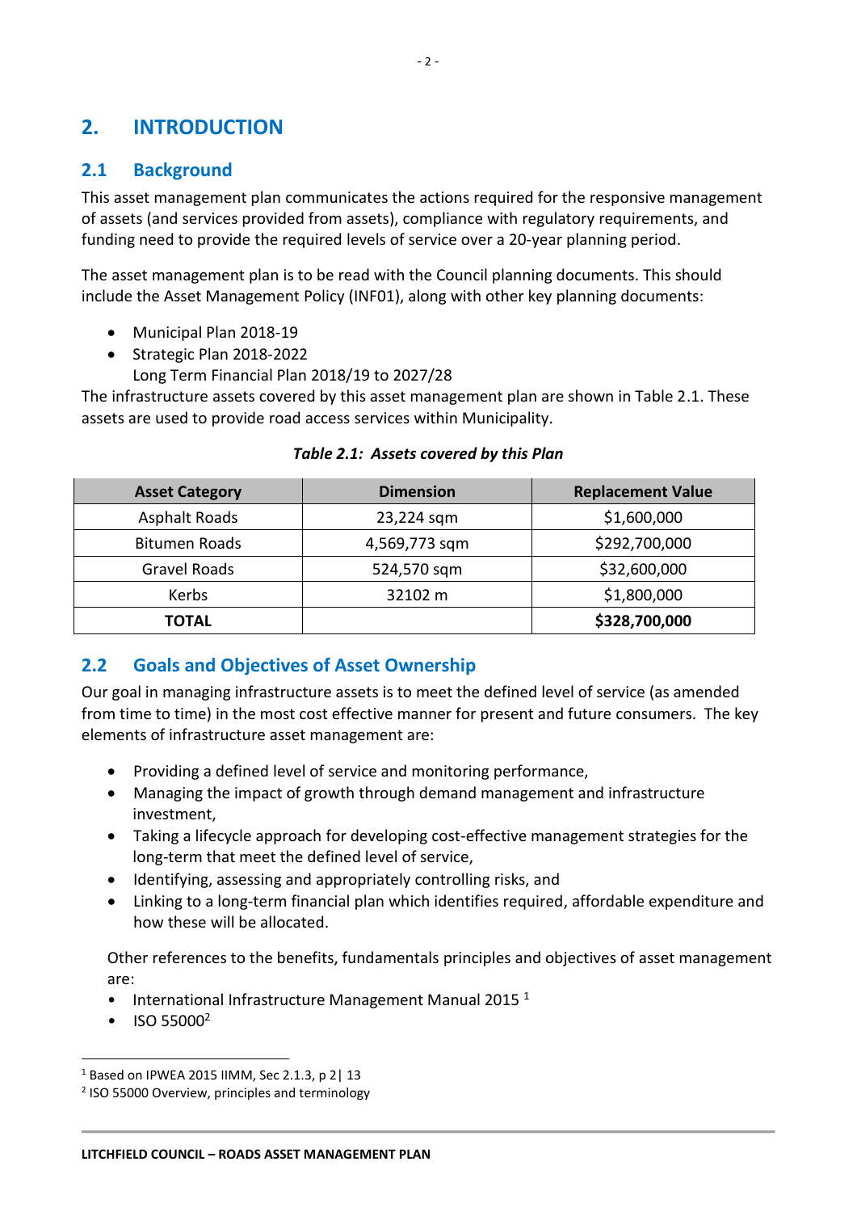# 2. INTRODUCTION

## 2.1 Background

This asset management plan communicates the actions required for the responsive management of assets (and services provided from assets), compliance with regulatory requirements, and funding need to provide the required levels of service over a 20-year planning period.

The asset management plan is to be read with the Council planning documents. This should include the Asset Management Policy (INF01), along with other key planning documents:

- Municipal Plan 2018-19
- Strategic Plan 2018-2022
  Long Term Financial Plan 2018/19 to 2027/28

The infrastructure assets covered by this asset management plan are shown in Table 2.1. These assets are used to provide road access services within Municipality.

*Table 2.1: Assets covered by this Plan*

| Asset Category | Dimension | Replacement Value |
|---|---|---|
| Asphalt Roads | 23,224 sqm | $1,600,000 |
| Bitumen Roads | 4,569,773 sqm | $292,700,000 |
| Gravel Roads | 524,570 sqm | $32,600,000 |
| Kerbs | 32102 m | $1,800,000 |
| **TOTAL** | | **$328,700,000** |

## 2.2 Goals and Objectives of Asset Ownership

Our goal in managing infrastructure assets is to meet the defined level of service (as amended from time to time) in the most cost effective manner for present and future consumers. The key elements of infrastructure asset management are:

- Providing a defined level of service and monitoring performance,
- Managing the impact of growth through demand management and infrastructure investment,
- Taking a lifecycle approach for developing cost-effective management strategies for the long-term that meet the defined level of service,
- Identifying, assessing and appropriately controlling risks, and
- Linking to a long-term financial plan which identifies required, affordable expenditure and how these will be allocated.

Other references to the benefits, fundamentals principles and objectives of asset management are:

- International Infrastructure Management Manual 2015 [1]
- ISO 55000[2]

[1] Based on IPWEA 2015 IIMM, Sec 2.1.3, p 2| 13

[2] ISO 55000 Overview, principles and terminology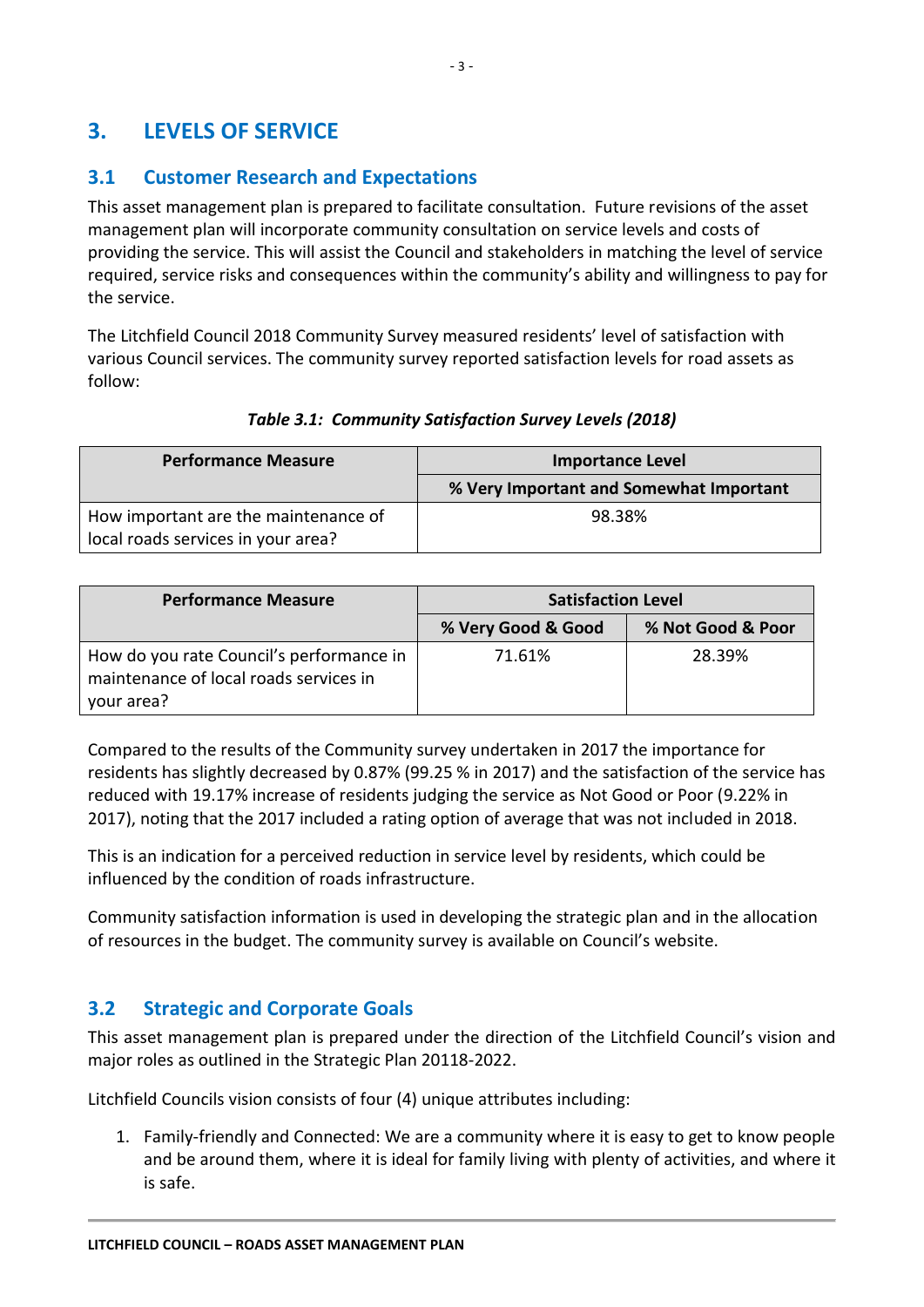# 3. LEVELS OF SERVICE

## 3.1 Customer Research and Expectations

This asset management plan is prepared to facilitate consultation. Future revisions of the asset management plan will incorporate community consultation on service levels and costs of providing the service. This will assist the Council and stakeholders in matching the level of service required, service risks and consequences within the community's ability and willingness to pay for the service.

The Litchfield Council 2018 Community Survey measured residents' level of satisfaction with various Council services. The community survey reported satisfaction levels for road assets as follow:

***Table 3.1: Community Satisfaction Survey Levels (2018)***

| Performance Measure | Importance Level |
|---|---|
| | % Very Important and Somewhat Important |
| How important are the maintenance of local roads services in your area? | 98.38% |

| Performance Measure | Satisfaction Level | |
|---|---|---|
| | % Very Good & Good | % Not Good & Poor |
| How do you rate Council's performance in maintenance of local roads services in your area? | 71.61% | 28.39% |

Compared to the results of the Community survey undertaken in 2017 the importance for residents has slightly decreased by 0.87% (99.25 % in 2017) and the satisfaction of the service has reduced with 19.17% increase of residents judging the service as Not Good or Poor (9.22% in 2017), noting that the 2017 included a rating option of average that was not included in 2018.

This is an indication for a perceived reduction in service level by residents, which could be influenced by the condition of roads infrastructure.

Community satisfaction information is used in developing the strategic plan and in the allocation of resources in the budget. The community survey is available on Council's website.

## 3.2 Strategic and Corporate Goals

This asset management plan is prepared under the direction of the Litchfield Council's vision and major roles as outlined in the Strategic Plan 20118-2022.

Litchfield Councils vision consists of four (4) unique attributes including:

1. Family-friendly and Connected: We are a community where it is easy to get to know people and be around them, where it is ideal for family living with plenty of activities, and where it is safe.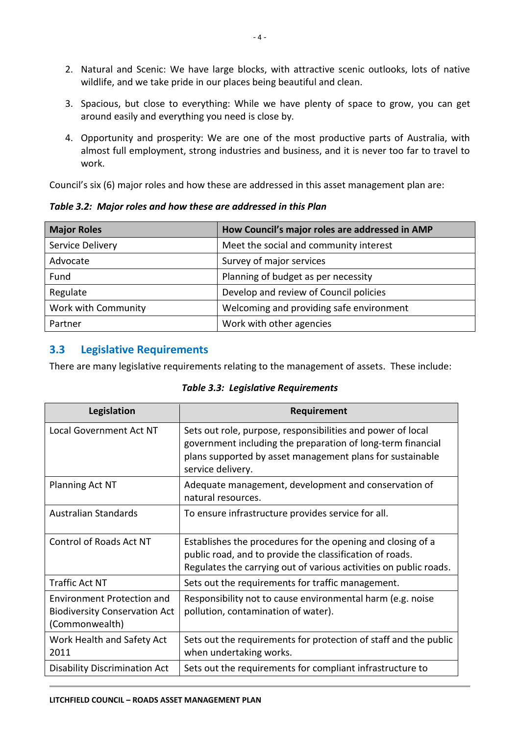2. Natural and Scenic: We have large blocks, with attractive scenic outlooks, lots of native wildlife, and we take pride in our places being beautiful and clean.

3. Spacious, but close to everything: While we have plenty of space to grow, you can get around easily and everything you need is close by.

4. Opportunity and prosperity: We are one of the most productive parts of Australia, with almost full employment, strong industries and business, and it is never too far to travel to work.

Council's six (6) major roles and how these are addressed in this asset management plan are:

***Table 3.2: Major roles and how these are addressed in this Plan***

| Major Roles | How Council's major roles are addressed in AMP |
|---|---|
| Service Delivery | Meet the social and community interest |
| Advocate | Survey of major services |
| Fund | Planning of budget as per necessity |
| Regulate | Develop and review of Council policies |
| Work with Community | Welcoming and providing safe environment |
| Partner | Work with other agencies |

## 3.3 Legislative Requirements

There are many legislative requirements relating to the management of assets. These include:

***Table 3.3: Legislative Requirements***

| Legislation | Requirement |
|---|---|
| Local Government Act NT | Sets out role, purpose, responsibilities and power of local government including the preparation of long-term financial plans supported by asset management plans for sustainable service delivery. |
| Planning Act NT | Adequate management, development and conservation of natural resources. |
| Australian Standards | To ensure infrastructure provides service for all. |
| Control of Roads Act NT | Establishes the procedures for the opening and closing of a public road, and to provide the classification of roads. Regulates the carrying out of various activities on public roads. |
| Traffic Act NT | Sets out the requirements for traffic management. |
| Environment Protection and Biodiversity Conservation Act (Commonwealth) | Responsibility not to cause environmental harm (e.g. noise pollution, contamination of water). |
| Work Health and Safety Act 2011 | Sets out the requirements for protection of staff and the public when undertaking works. |
| Disability Discrimination Act | Sets out the requirements for compliant infrastructure to |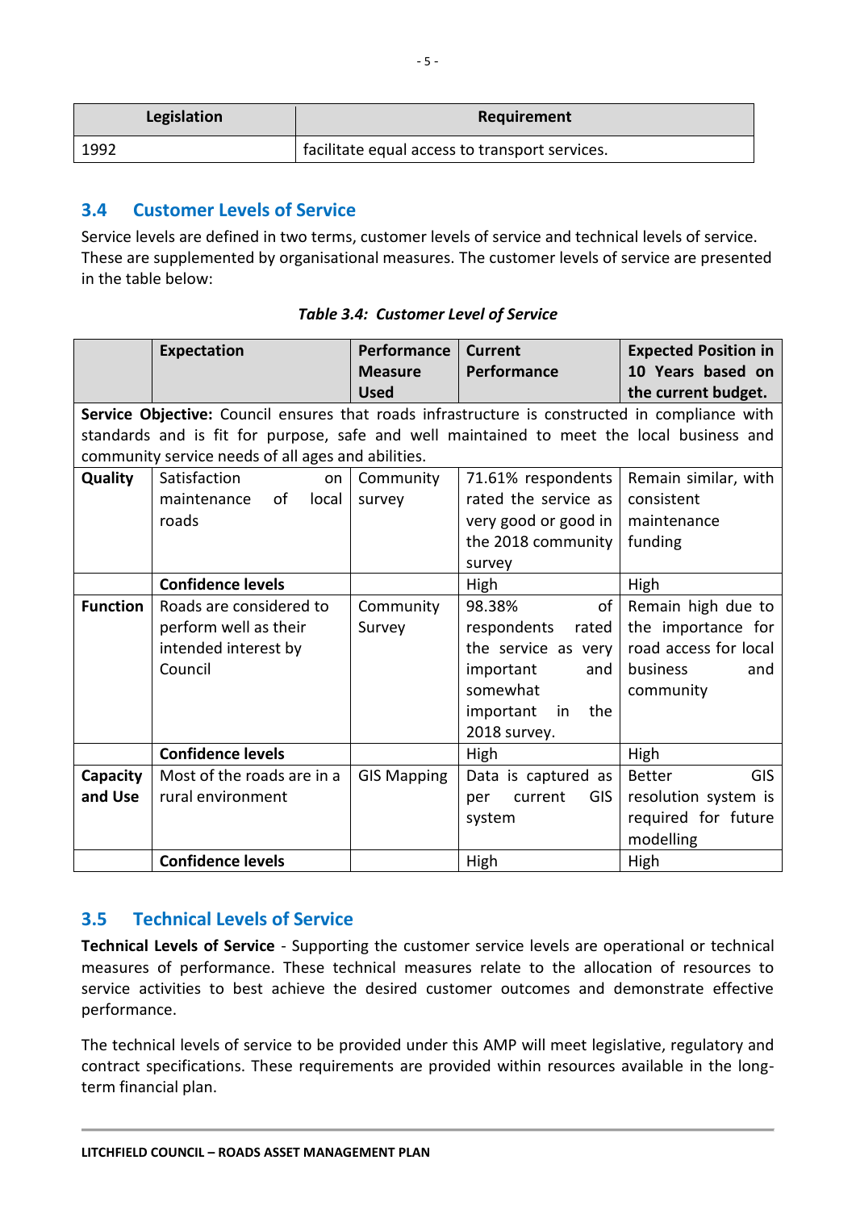| Legislation | Requirement |
|---|---|
| 1992 | facilitate equal access to transport services. |

## 3.4 Customer Levels of Service

Service levels are defined in two terms, customer levels of service and technical levels of service. These are supplemented by organisational measures. The customer levels of service are presented in the table below:

***Table 3.4: Customer Level of Service***

| | Expectation | Performance Measure Used | Current Performance | Expected Position in 10 Years based on the current budget. |
|---|---|---|---|---|
| **Service Objective:** Council ensures that roads infrastructure is constructed in compliance with standards and is fit for purpose, safe and well maintained to meet the local business and community service needs of all ages and abilities. | | | | |
| **Quality** | Satisfaction on maintenance of local roads | Community survey | 71.61% respondents rated the service as very good or good in the 2018 community survey | Remain similar, with consistent maintenance funding |
| | **Confidence levels** | | High | High |
| **Function** | Roads are considered to perform well as their intended interest by Council | Community Survey | 98.38% of respondents rated the service as very important and somewhat important in the 2018 survey. | Remain high due to the importance for road access for local business and community |
| | **Confidence levels** | | High | High |
| **Capacity and Use** | Most of the roads are in a rural environment | GIS Mapping | Data is captured as per current GIS system | Better GIS resolution system is required for future modelling |
| | **Confidence levels** | | High | High |

## 3.5 Technical Levels of Service

**Technical Levels of Service** - Supporting the customer service levels are operational or technical measures of performance. These technical measures relate to the allocation of resources to service activities to best achieve the desired customer outcomes and demonstrate effective performance.

The technical levels of service to be provided under this AMP will meet legislative, regulatory and contract specifications. These requirements are provided within resources available in the long-term financial plan.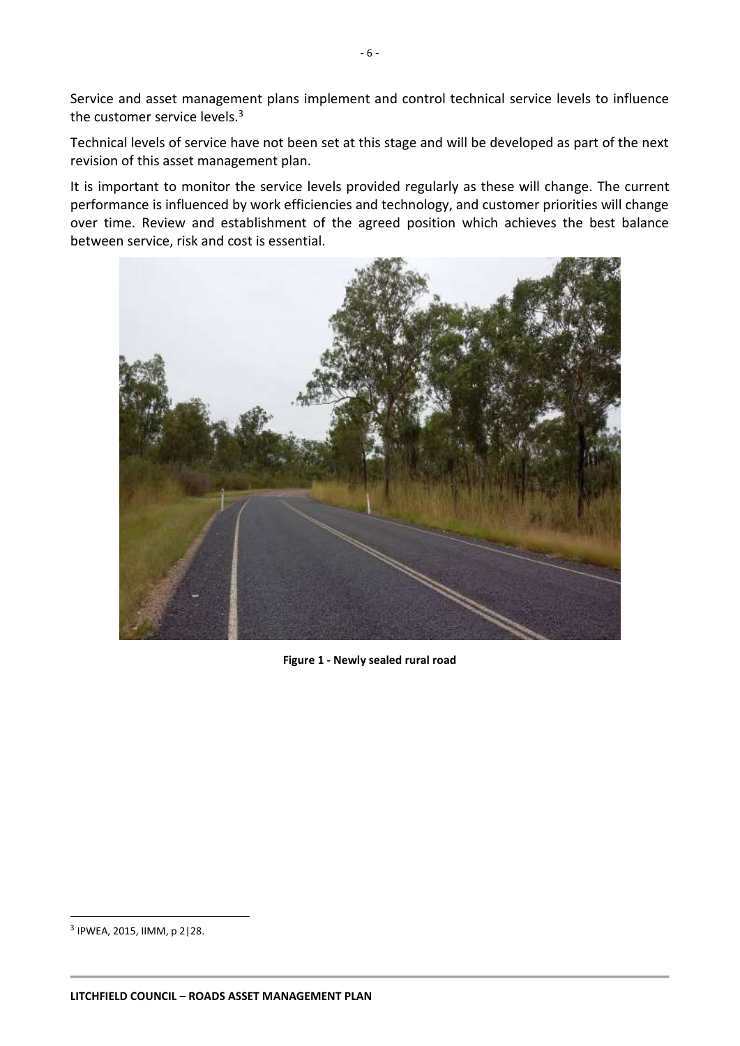Service and asset management plans implement and control technical service levels to influence the customer service levels.[3]

Technical levels of service have not been set at this stage and will be developed as part of the next revision of this asset management plan.

It is important to monitor the service levels provided regularly as these will change. The current performance is influenced by work efficiencies and technology, and customer priorities will change over time. Review and establishment of the agreed position which achieves the best balance between service, risk and cost is essential.

**Figure 1 - Newly sealed rural road**

[3] IPWEA, 2015, IIMM, p 2|28.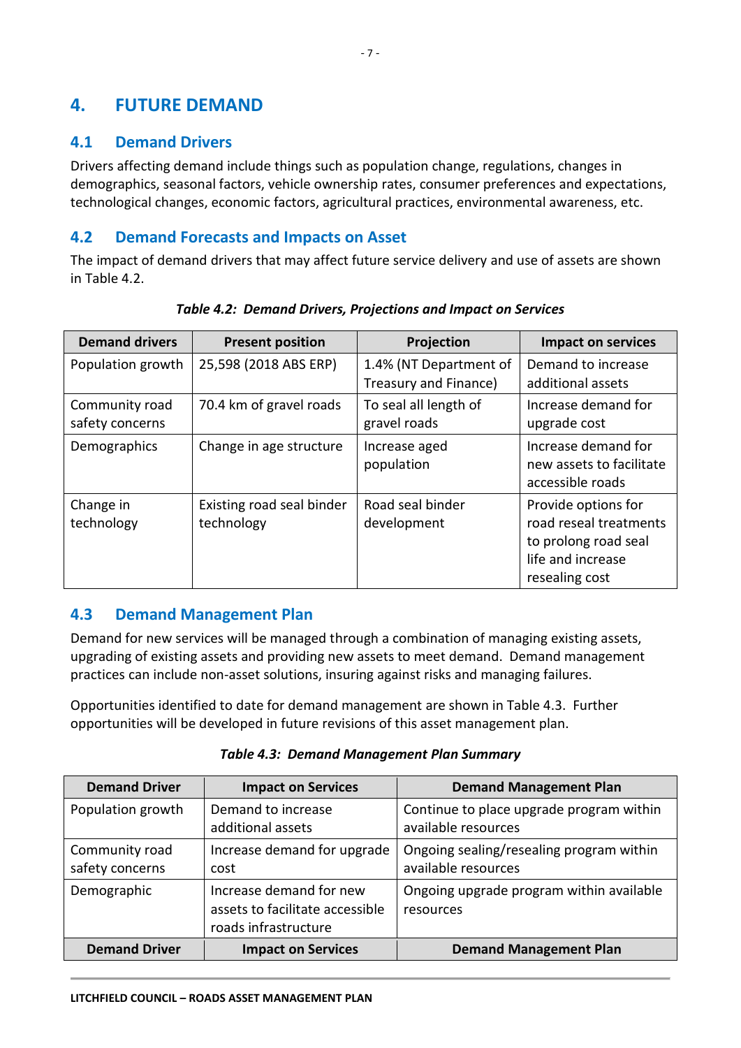# 4. FUTURE DEMAND

## 4.1 Demand Drivers

Drivers affecting demand include things such as population change, regulations, changes in demographics, seasonal factors, vehicle ownership rates, consumer preferences and expectations, technological changes, economic factors, agricultural practices, environmental awareness, etc.

## 4.2 Demand Forecasts and Impacts on Asset

The impact of demand drivers that may affect future service delivery and use of assets are shown in Table 4.2.

***Table 4.2: Demand Drivers, Projections and Impact on Services***

| Demand drivers | Present position | Projection | Impact on services |
|---|---|---|---|
| Population growth | 25,598 (2018 ABS ERP) | 1.4% (NT Department of Treasury and Finance) | Demand to increase additional assets |
| Community road safety concerns | 70.4 km of gravel roads | To seal all length of gravel roads | Increase demand for upgrade cost |
| Demographics | Change in age structure | Increase aged population | Increase demand for new assets to facilitate accessible roads |
| Change in technology | Existing road seal binder technology | Road seal binder development | Provide options for road reseal treatments to prolong road seal life and increase resealing cost |

## 4.3 Demand Management Plan

Demand for new services will be managed through a combination of managing existing assets, upgrading of existing assets and providing new assets to meet demand. Demand management practices can include non-asset solutions, insuring against risks and managing failures.

Opportunities identified to date for demand management are shown in Table 4.3. Further opportunities will be developed in future revisions of this asset management plan.

***Table 4.3: Demand Management Plan Summary***

| Demand Driver | Impact on Services | Demand Management Plan |
|---|---|---|
| Population growth | Demand to increase additional assets | Continue to place upgrade program within available resources |
| Community road safety concerns | Increase demand for upgrade cost | Ongoing sealing/resealing program within available resources |
| Demographic | Increase demand for new assets to facilitate accessible roads infrastructure | Ongoing upgrade program within available resources |
| **Demand Driver** | **Impact on Services** | **Demand Management Plan** |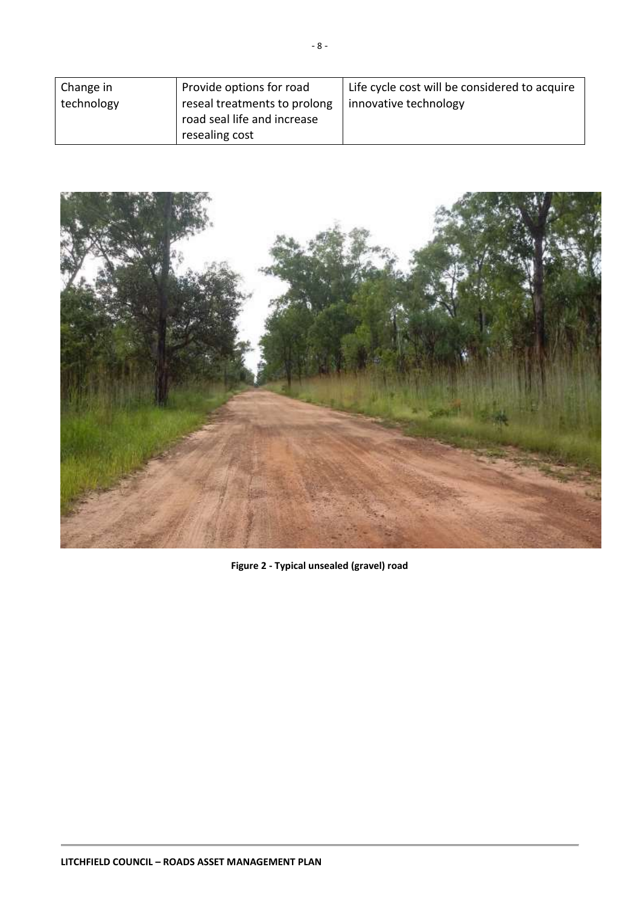| Change in technology | Provide options for road reseal treatments to prolong road seal life and increase resealing cost | Life cycle cost will be considered to acquire innovative technology |
|---|---|---|

**Figure 2 - Typical unsealed (gravel) road**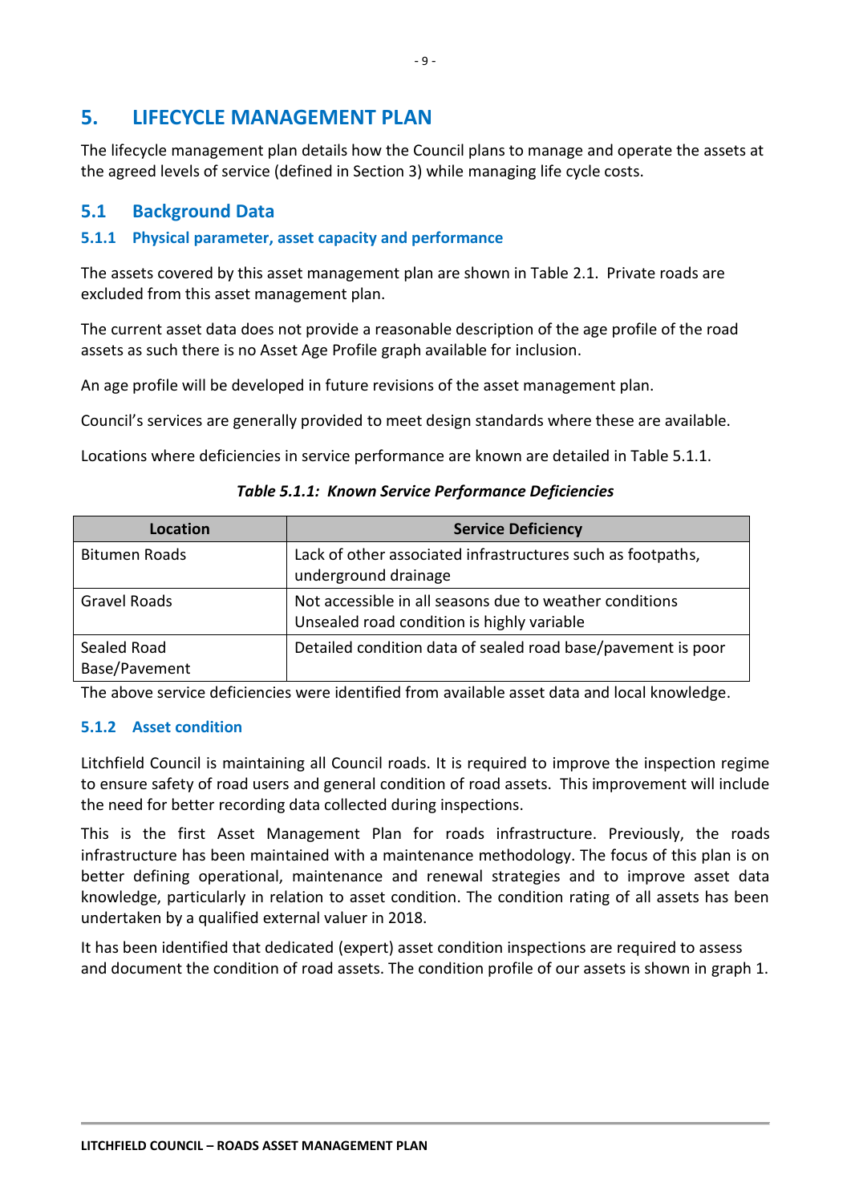# 5. LIFECYCLE MANAGEMENT PLAN

The lifecycle management plan details how the Council plans to manage and operate the assets at the agreed levels of service (defined in Section 3) while managing life cycle costs.

## 5.1 Background Data

### 5.1.1 Physical parameter, asset capacity and performance

The assets covered by this asset management plan are shown in Table 2.1. Private roads are excluded from this asset management plan.

The current asset data does not provide a reasonable description of the age profile of the road assets as such there is no Asset Age Profile graph available for inclusion.

An age profile will be developed in future revisions of the asset management plan.

Council's services are generally provided to meet design standards where these are available.

Locations where deficiencies in service performance are known are detailed in Table 5.1.1.

***Table 5.1.1: Known Service Performance Deficiencies***

| Location | Service Deficiency |
| --- | --- |
| Bitumen Roads | Lack of other associated infrastructures such as footpaths, underground drainage |
| Gravel Roads | Not accessible in all seasons due to weather conditions<br>Unsealed road condition is highly variable |
| Sealed Road Base/Pavement | Detailed condition data of sealed road base/pavement is poor |

The above service deficiencies were identified from available asset data and local knowledge.

### 5.1.2 Asset condition

Litchfield Council is maintaining all Council roads. It is required to improve the inspection regime to ensure safety of road users and general condition of road assets. This improvement will include the need for better recording data collected during inspections.

This is the first Asset Management Plan for roads infrastructure. Previously, the roads infrastructure has been maintained with a maintenance methodology. The focus of this plan is on better defining operational, maintenance and renewal strategies and to improve asset data knowledge, particularly in relation to asset condition. The condition rating of all assets has been undertaken by a qualified external valuer in 2018.

It has been identified that dedicated (expert) asset condition inspections are required to assess and document the condition of road assets. The condition profile of our assets is shown in graph 1.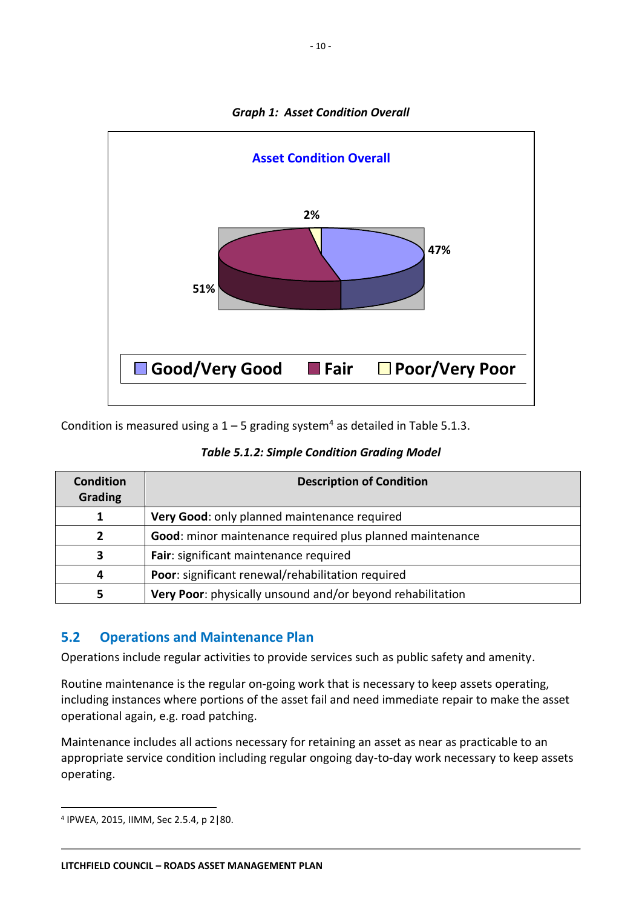*Graph 1: Asset Condition Overall*

Condition is measured using a 1 – 5 grading system[4] as detailed in Table 5.1.3.

*Table 5.1.2: Simple Condition Grading Model*

| Condition Grading | Description of Condition |
|---|---|
| 1 | **Very Good**: only planned maintenance required |
| 2 | **Good**: minor maintenance required plus planned maintenance |
| 3 | **Fair**: significant maintenance required |
| 4 | **Poor**: significant renewal/rehabilitation required |
| 5 | **Very Poor**: physically unsound and/or beyond rehabilitation |

## 5.2 Operations and Maintenance Plan

Operations include regular activities to provide services such as public safety and amenity.

Routine maintenance is the regular on-going work that is necessary to keep assets operating, including instances where portions of the asset fail and need immediate repair to make the asset operational again, e.g. road patching.

Maintenance includes all actions necessary for retaining an asset as near as practicable to an appropriate service condition including regular ongoing day-to-day work necessary to keep assets operating.

---

[4] IPWEA, 2015, IIMM, Sec 2.5.4, p 2|80.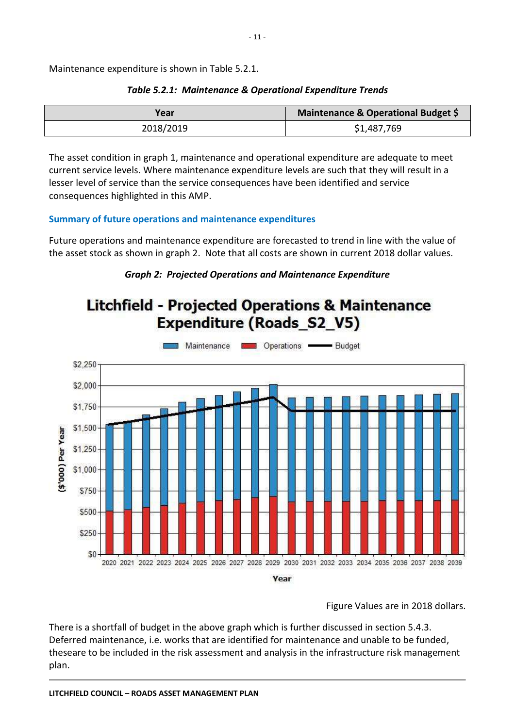Maintenance expenditure is shown in Table 5.2.1.

***Table 5.2.1: Maintenance & Operational Expenditure Trends***

| Year | Maintenance & Operational Budget $ |
|---|---|
| 2018/2019 | $1,487,769 |

The asset condition in graph 1, maintenance and operational expenditure are adequate to meet current service levels. Where maintenance expenditure levels are such that they will result in a lesser level of service than the service consequences have been identified and service consequences highlighted in this AMP.

### Summary of future operations and maintenance expenditures

Future operations and maintenance expenditure are forecasted to trend in line with the value of the asset stock as shown in graph 2. Note that all costs are shown in current 2018 dollar values.

***Graph 2: Projected Operations and Maintenance Expenditure***

Figure Values are in 2018 dollars.

There is a shortfall of budget in the above graph which is further discussed in section 5.4.3. Deferred maintenance, i.e. works that are identified for maintenance and unable to be funded, theseare to be included in the risk assessment and analysis in the infrastructure risk management plan.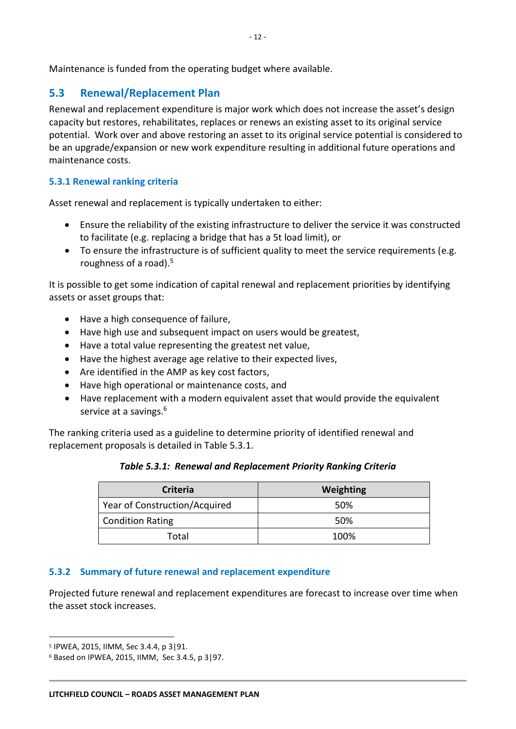Maintenance is funded from the operating budget where available.

## 5.3 Renewal/Replacement Plan

Renewal and replacement expenditure is major work which does not increase the asset's design capacity but restores, rehabilitates, replaces or renews an existing asset to its original service potential. Work over and above restoring an asset to its original service potential is considered to be an upgrade/expansion or new work expenditure resulting in additional future operations and maintenance costs.

### 5.3.1 Renewal ranking criteria

Asset renewal and replacement is typically undertaken to either:

- Ensure the reliability of the existing infrastructure to deliver the service it was constructed to facilitate (e.g. replacing a bridge that has a 5t load limit), or
- To ensure the infrastructure is of sufficient quality to meet the service requirements (e.g. roughness of a road).[5]

It is possible to get some indication of capital renewal and replacement priorities by identifying assets or asset groups that:

- Have a high consequence of failure,
- Have high use and subsequent impact on users would be greatest,
- Have a total value representing the greatest net value,
- Have the highest average age relative to their expected lives,
- Are identified in the AMP as key cost factors,
- Have high operational or maintenance costs, and
- Have replacement with a modern equivalent asset that would provide the equivalent service at a savings.[6]

The ranking criteria used as a guideline to determine priority of identified renewal and replacement proposals is detailed in Table 5.3.1.

***Table 5.3.1: Renewal and Replacement Priority Ranking Criteria***

| Criteria | Weighting |
|---|---|
| Year of Construction/Acquired | 50% |
| Condition Rating | 50% |
| Total | 100% |

### 5.3.2 Summary of future renewal and replacement expenditure

Projected future renewal and replacement expenditures are forecast to increase over time when the asset stock increases.

---

[5] IPWEA, 2015, IIMM, Sec 3.4.4, p 3|91.

[6] Based on IPWEA, 2015, IIMM, Sec 3.4.5, p 3|97.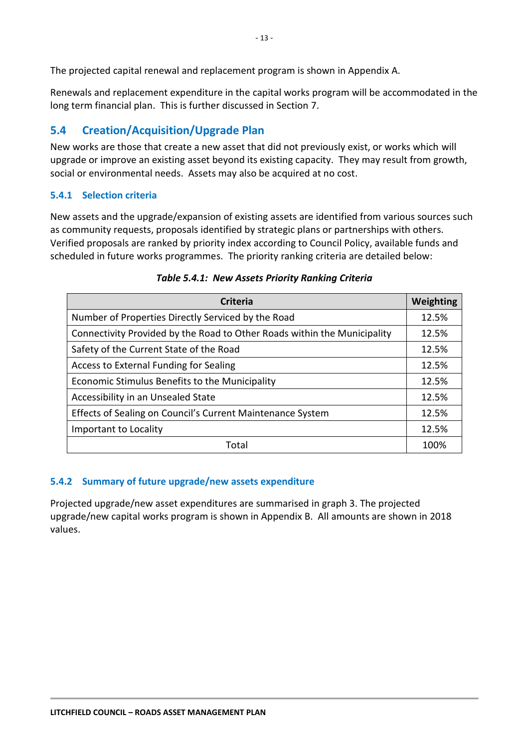The projected capital renewal and replacement program is shown in Appendix A.

Renewals and replacement expenditure in the capital works program will be accommodated in the long term financial plan. This is further discussed in Section 7.

## 5.4 Creation/Acquisition/Upgrade Plan

New works are those that create a new asset that did not previously exist, or works which will upgrade or improve an existing asset beyond its existing capacity. They may result from growth, social or environmental needs. Assets may also be acquired at no cost.

### 5.4.1 Selection criteria

New assets and the upgrade/expansion of existing assets are identified from various sources such as community requests, proposals identified by strategic plans or partnerships with others. Verified proposals are ranked by priority index according to Council Policy, available funds and scheduled in future works programmes. The priority ranking criteria are detailed below:

***Table 5.4.1: New Assets Priority Ranking Criteria***

| Criteria | Weighting |
|---|---|
| Number of Properties Directly Serviced by the Road | 12.5% |
| Connectivity Provided by the Road to Other Roads within the Municipality | 12.5% |
| Safety of the Current State of the Road | 12.5% |
| Access to External Funding for Sealing | 12.5% |
| Economic Stimulus Benefits to the Municipality | 12.5% |
| Accessibility in an Unsealed State | 12.5% |
| Effects of Sealing on Council's Current Maintenance System | 12.5% |
| Important to Locality | 12.5% |
| Total | 100% |

### 5.4.2 Summary of future upgrade/new assets expenditure

Projected upgrade/new asset expenditures are summarised in graph 3. The projected upgrade/new capital works program is shown in Appendix B. All amounts are shown in 2018 values.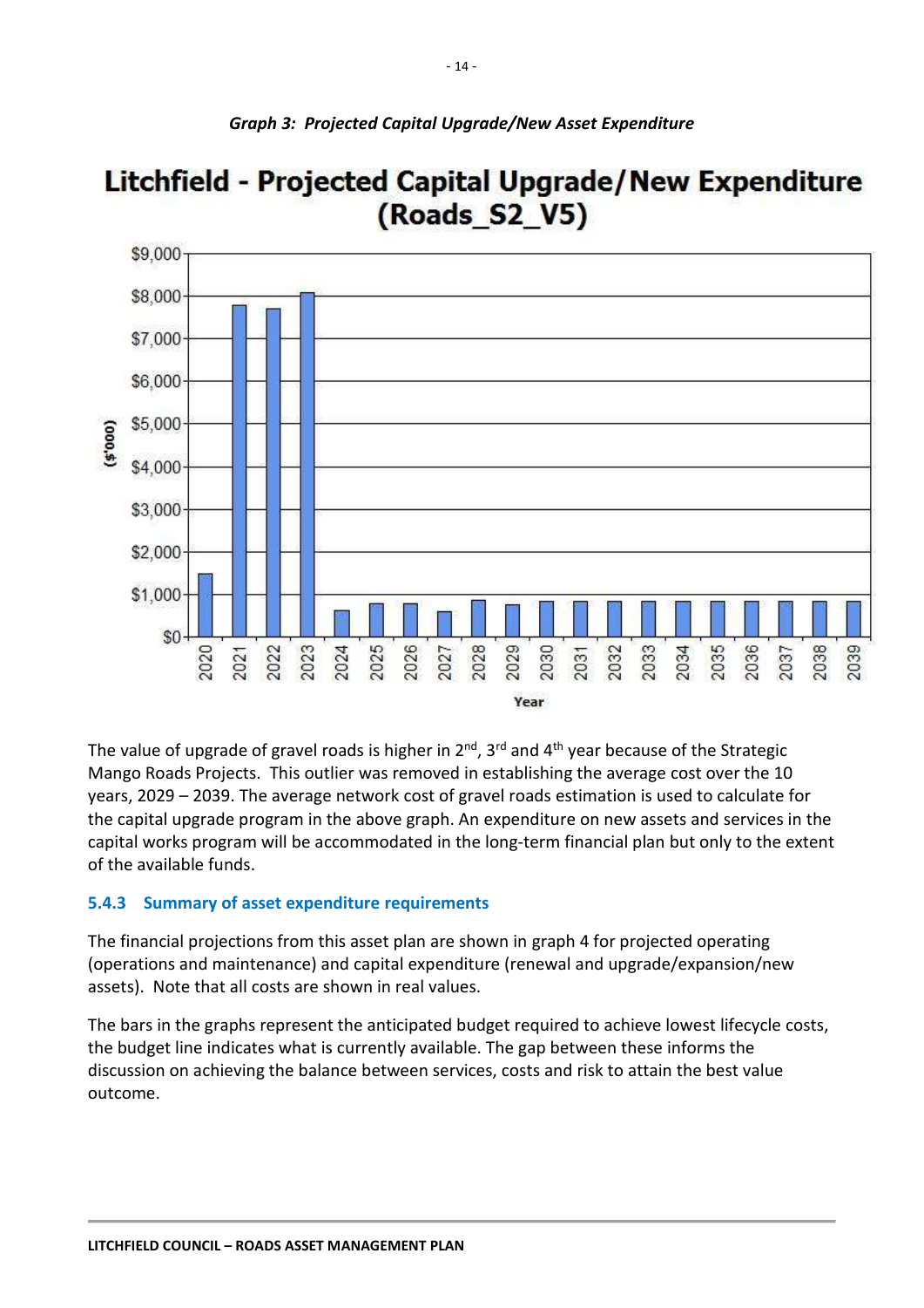*Graph 3: Projected Capital Upgrade/New Asset Expenditure*

The value of upgrade of gravel roads is higher in 2nd, 3rd and 4th year because of the Strategic Mango Roads Projects. This outlier was removed in establishing the average cost over the 10 years, 2029 – 2039. The average network cost of gravel roads estimation is used to calculate for the capital upgrade program in the above graph. An expenditure on new assets and services in the capital works program will be accommodated in the long-term financial plan but only to the extent of the available funds.

### 5.4.3 Summary of asset expenditure requirements

The financial projections from this asset plan are shown in graph 4 for projected operating (operations and maintenance) and capital expenditure (renewal and upgrade/expansion/new assets). Note that all costs are shown in real values.

The bars in the graphs represent the anticipated budget required to achieve lowest lifecycle costs, the budget line indicates what is currently available. The gap between these informs the discussion on achieving the balance between services, costs and risk to attain the best value outcome.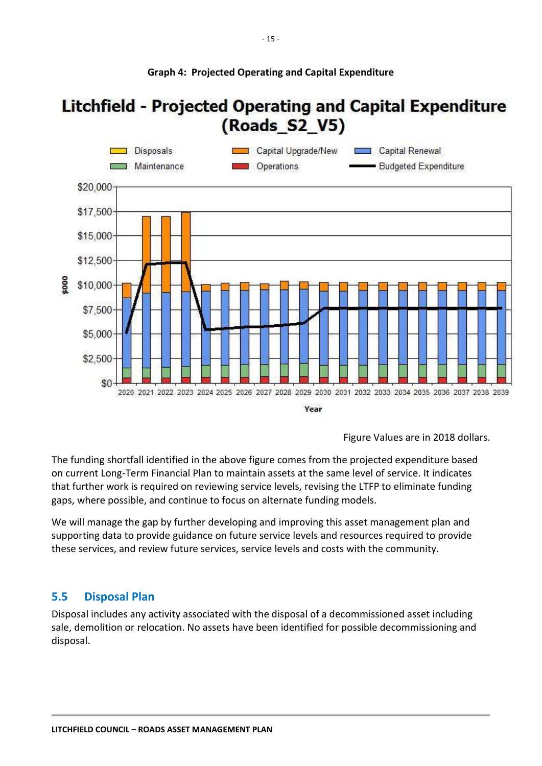**Graph 4: Projected Operating and Capital Expenditure**

Figure Values are in 2018 dollars.

The funding shortfall identified in the above figure comes from the projected expenditure based on current Long-Term Financial Plan to maintain assets at the same level of service. It indicates that further work is required on reviewing service levels, revising the LTFP to eliminate funding gaps, where possible, and continue to focus on alternate funding models.

We will manage the gap by further developing and improving this asset management plan and supporting data to provide guidance on future service levels and resources required to provide these services, and review future services, service levels and costs with the community.

## 5.5 Disposal Plan

Disposal includes any activity associated with the disposal of a decommissioned asset including sale, demolition or relocation. No assets have been identified for possible decommissioning and disposal.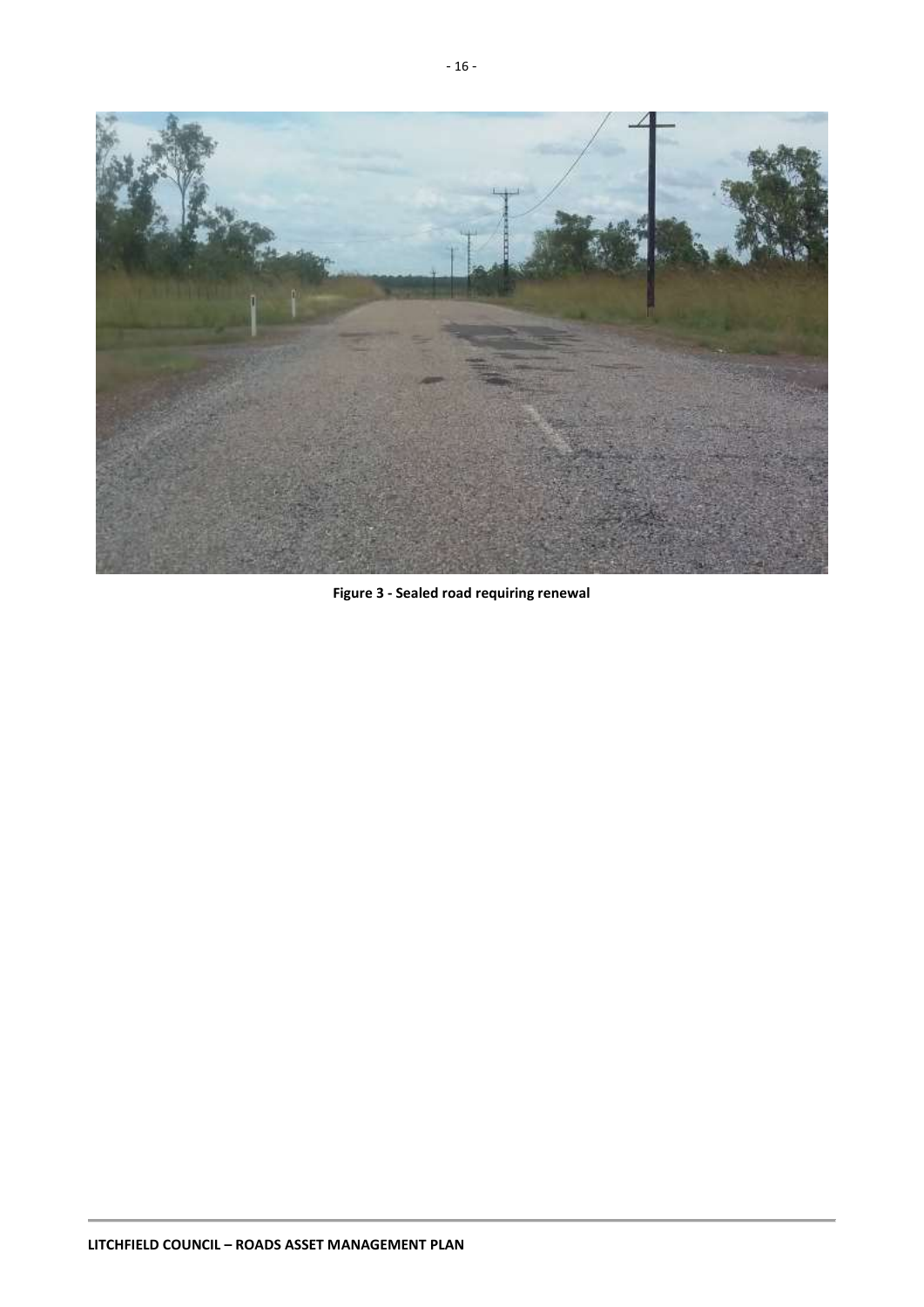**Figure 3 - Sealed road requiring renewal**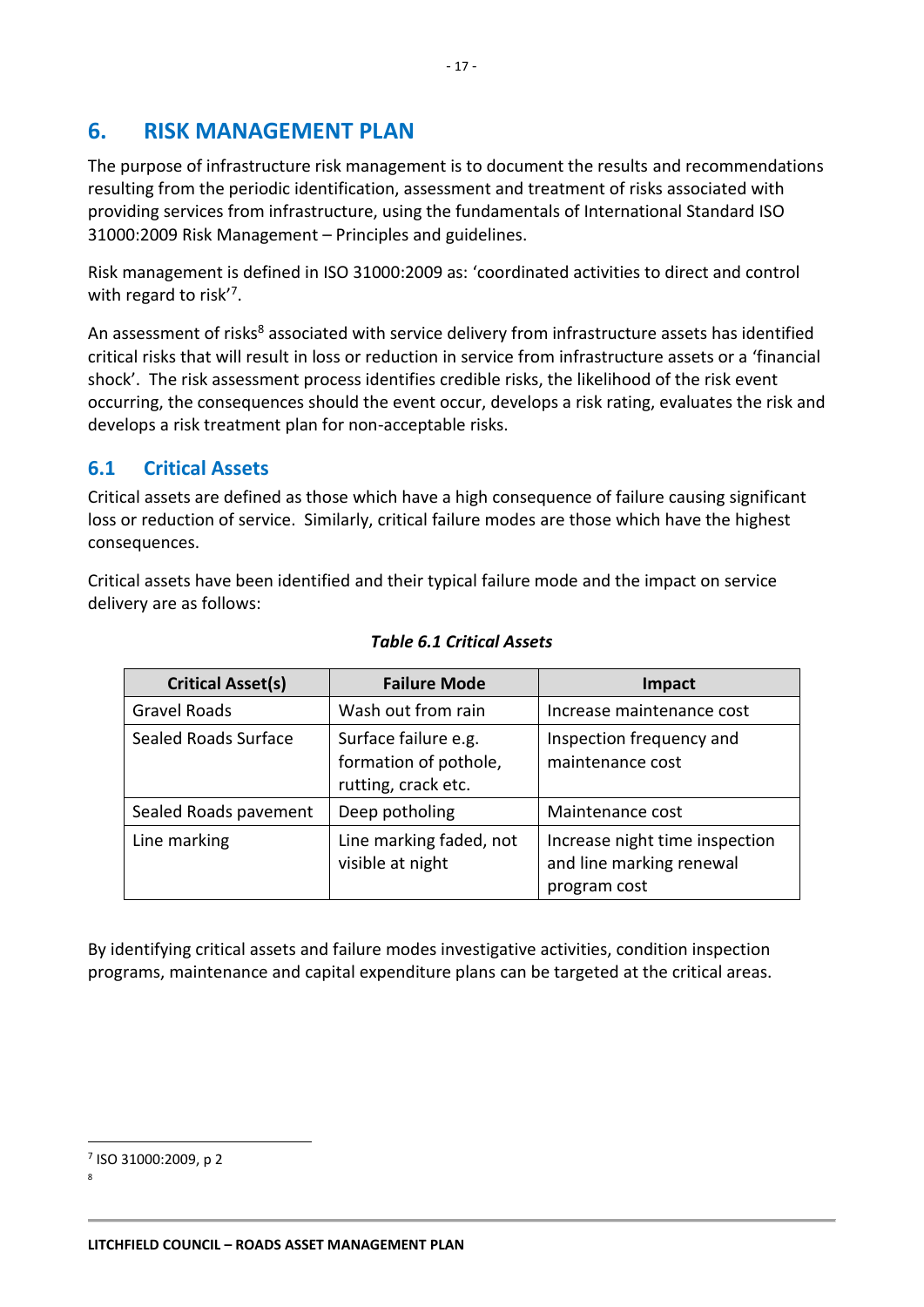# 6. RISK MANAGEMENT PLAN

The purpose of infrastructure risk management is to document the results and recommendations resulting from the periodic identification, assessment and treatment of risks associated with providing services from infrastructure, using the fundamentals of International Standard ISO 31000:2009 Risk Management – Principles and guidelines.

Risk management is defined in ISO 31000:2009 as: 'coordinated activities to direct and control with regard to risk'[7].

An assessment of risks[8] associated with service delivery from infrastructure assets has identified critical risks that will result in loss or reduction in service from infrastructure assets or a 'financial shock'. The risk assessment process identifies credible risks, the likelihood of the risk event occurring, the consequences should the event occur, develops a risk rating, evaluates the risk and develops a risk treatment plan for non-acceptable risks.

## 6.1 Critical Assets

Critical assets are defined as those which have a high consequence of failure causing significant loss or reduction of service. Similarly, critical failure modes are those which have the highest consequences.

Critical assets have been identified and their typical failure mode and the impact on service delivery are as follows:

***Table 6.1 Critical Assets***

| Critical Asset(s) | Failure Mode | Impact |
|---|---|---|
| Gravel Roads | Wash out from rain | Increase maintenance cost |
| Sealed Roads Surface | Surface failure e.g. formation of pothole, rutting, crack etc. | Inspection frequency and maintenance cost |
| Sealed Roads pavement | Deep potholing | Maintenance cost |
| Line marking | Line marking faded, not visible at night | Increase night time inspection and line marking renewal program cost |

By identifying critical assets and failure modes investigative activities, condition inspection programs, maintenance and capital expenditure plans can be targeted at the critical areas.

---

[7] ISO 31000:2009, p 2

[8]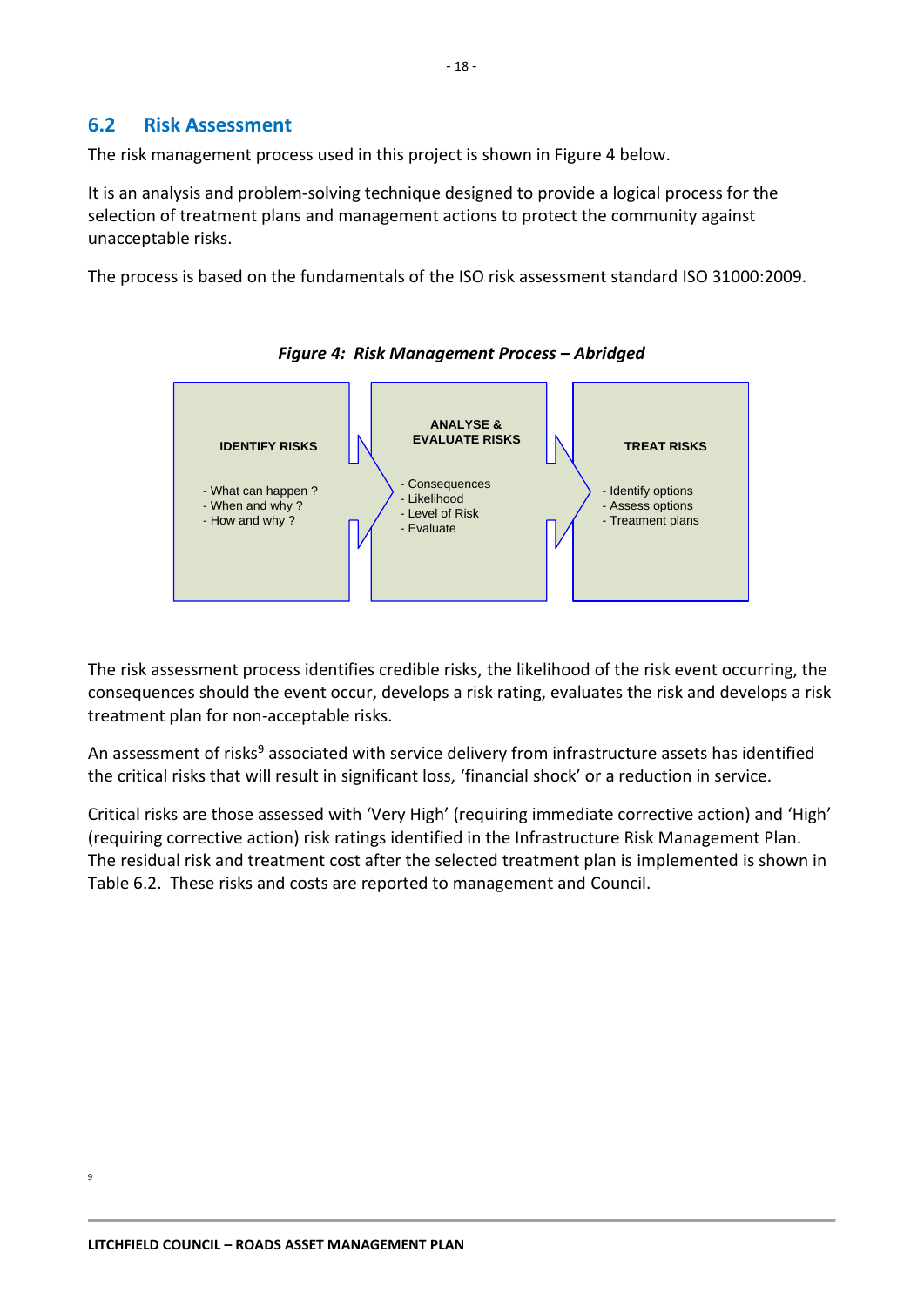## 6.2 Risk Assessment

The risk management process used in this project is shown in Figure 4 below.

It is an analysis and problem-solving technique designed to provide a logical process for the selection of treatment plans and management actions to protect the community against unacceptable risks.

The process is based on the fundamentals of the ISO risk assessment standard ISO 31000:2009.

*Figure 4: Risk Management Process – Abridged*

| IDENTIFY RISKS | ANALYSE & EVALUATE RISKS | TREAT RISKS |
| --- | --- | --- |
| - What can happen ?<br>- When and why ?<br>- How and why ? | - Consequences<br>- Likelihood<br>- Level of Risk<br>- Evaluate | - Identify options<br>- Assess options<br>- Treatment plans |

The risk assessment process identifies credible risks, the likelihood of the risk event occurring, the consequences should the event occur, develops a risk rating, evaluates the risk and develops a risk treatment plan for non-acceptable risks.

An assessment of risks[9] associated with service delivery from infrastructure assets has identified the critical risks that will result in significant loss, 'financial shock' or a reduction in service.

Critical risks are those assessed with 'Very High' (requiring immediate corrective action) and 'High' (requiring corrective action) risk ratings identified in the Infrastructure Risk Management Plan. The residual risk and treatment cost after the selected treatment plan is implemented is shown in Table 6.2. These risks and costs are reported to management and Council.

[9]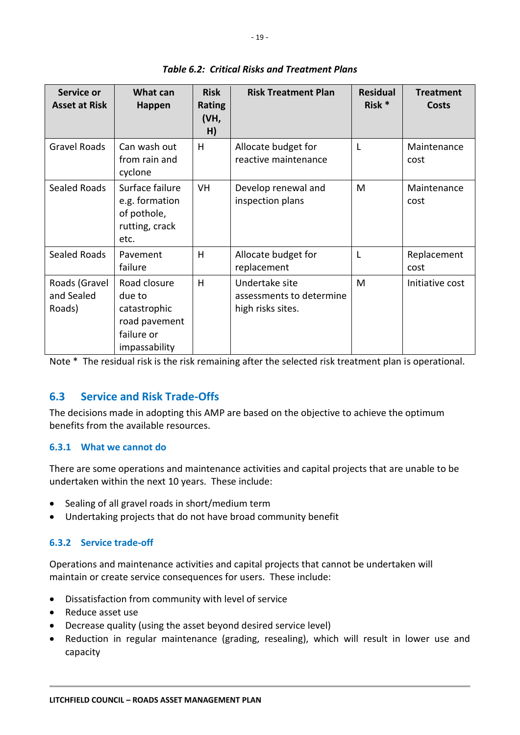*Table 6.2: Critical Risks and Treatment Plans*

| Service or Asset at Risk | What can Happen | Risk Rating (VH, H) | Risk Treatment Plan | Residual Risk * | Treatment Costs |
|---|---|---|---|---|---|
| Gravel Roads | Can wash out from rain and cyclone | H | Allocate budget for reactive maintenance | L | Maintenance cost |
| Sealed Roads | Surface failure e.g. formation of pothole, rutting, crack etc. | VH | Develop renewal and inspection plans | M | Maintenance cost |
| Sealed Roads | Pavement failure | H | Allocate budget for replacement | L | Replacement cost |
| Roads (Gravel and Sealed Roads) | Road closure due to catastrophic road pavement failure or impassability | H | Undertake site assessments to determine high risks sites. | M | Initiative cost |

Note * The residual risk is the risk remaining after the selected risk treatment plan is operational.

## 6.3 Service and Risk Trade-Offs

The decisions made in adopting this AMP are based on the objective to achieve the optimum benefits from the available resources.

### 6.3.1 What we cannot do

There are some operations and maintenance activities and capital projects that are unable to be undertaken within the next 10 years. These include:

- Sealing of all gravel roads in short/medium term
- Undertaking projects that do not have broad community benefit

### 6.3.2 Service trade-off

Operations and maintenance activities and capital projects that cannot be undertaken will maintain or create service consequences for users. These include:

- Dissatisfaction from community with level of service
- Reduce asset use
- Decrease quality (using the asset beyond desired service level)
- Reduction in regular maintenance (grading, resealing), which will result in lower use and capacity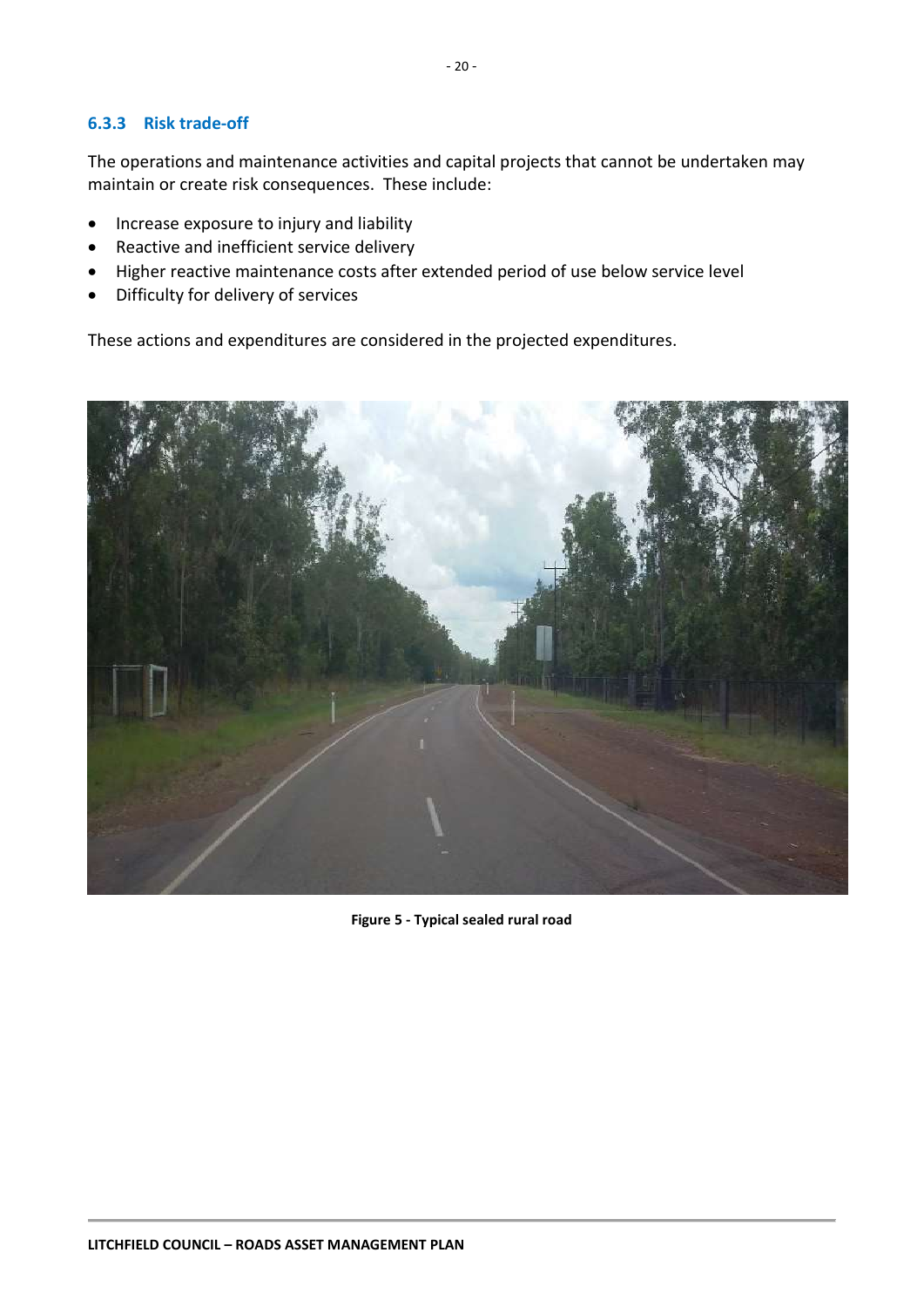### 6.3.3 Risk trade-off

The operations and maintenance activities and capital projects that cannot be undertaken may maintain or create risk consequences. These include:

- Increase exposure to injury and liability
- Reactive and inefficient service delivery
- Higher reactive maintenance costs after extended period of use below service level
- Difficulty for delivery of services

These actions and expenditures are considered in the projected expenditures.

**Figure 5 - Typical sealed rural road**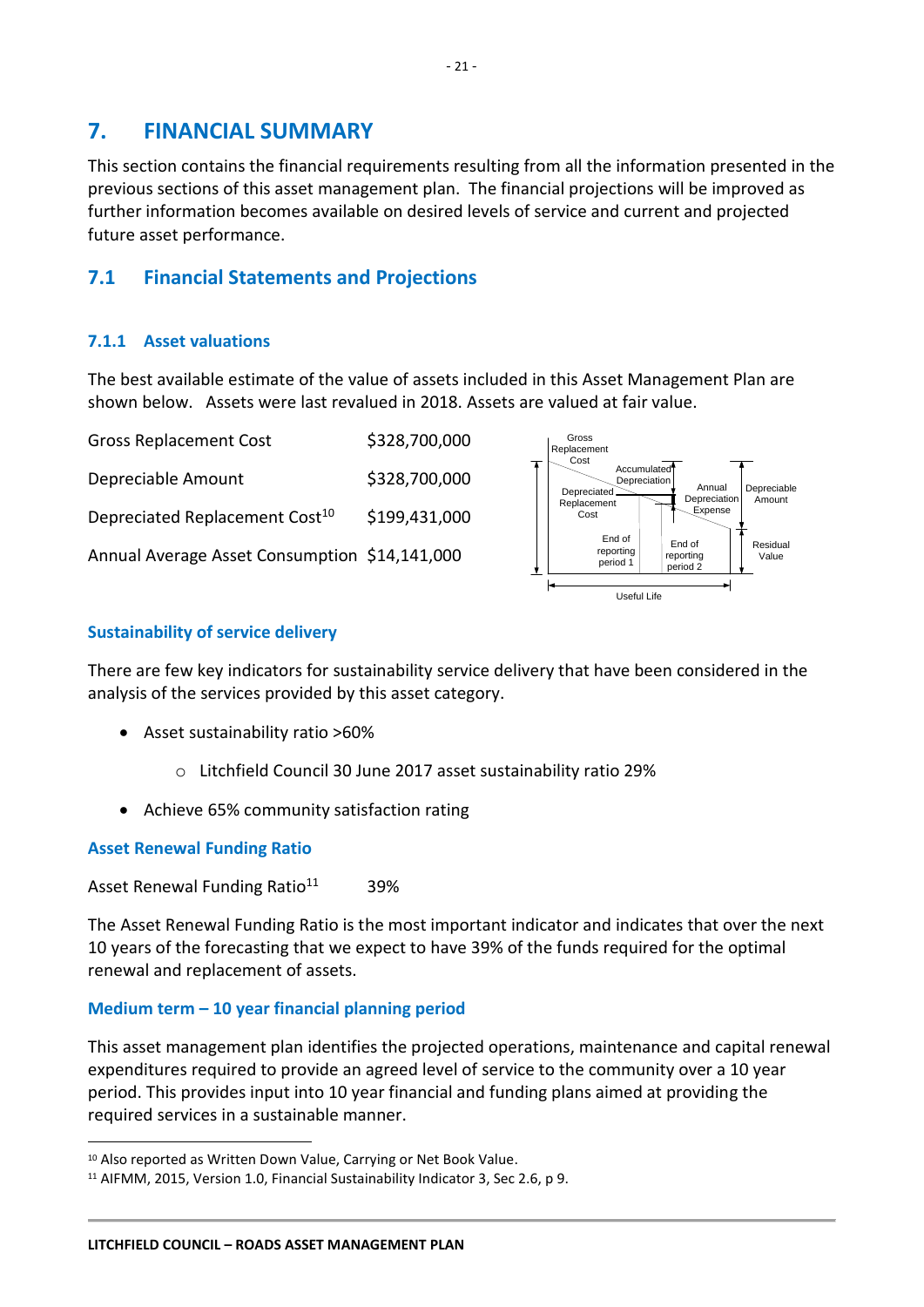# 7. FINANCIAL SUMMARY

This section contains the financial requirements resulting from all the information presented in the previous sections of this asset management plan. The financial projections will be improved as further information becomes available on desired levels of service and current and projected future asset performance.

## 7.1 Financial Statements and Projections

### 7.1.1 Asset valuations

The best available estimate of the value of assets included in this Asset Management Plan are shown below. Assets were last revalued in 2018. Assets are valued at fair value.

| | |
|---|---|
| Gross Replacement Cost | $328,700,000 |
| Depreciable Amount | $328,700,000 |
| Depreciated Replacement Cost[10] | $199,431,000 |
| Annual Average Asset Consumption | $14,141,000 |

Gross Replacement Cost; Accumulated Depreciation; Depreciated Replacement Cost; Annual Depreciation Expense; Depreciable Amount; Residual Value; End of reporting period 1; End of reporting period 2; Useful Life

#### Sustainability of service delivery

There are few key indicators for sustainability service delivery that have been considered in the analysis of the services provided by this asset category.

- Asset sustainability ratio >60%
  - Litchfield Council 30 June 2017 asset sustainability ratio 29%
- Achieve 65% community satisfaction rating

#### Asset Renewal Funding Ratio

Asset Renewal Funding Ratio[11] 39%

The Asset Renewal Funding Ratio is the most important indicator and indicates that over the next 10 years of the forecasting that we expect to have 39% of the funds required for the optimal renewal and replacement of assets.

#### Medium term – 10 year financial planning period

This asset management plan identifies the projected operations, maintenance and capital renewal expenditures required to provide an agreed level of service to the community over a 10 year period. This provides input into 10 year financial and funding plans aimed at providing the required services in a sustainable manner.

---

[10] Also reported as Written Down Value, Carrying or Net Book Value.

[11] AIFMM, 2015, Version 1.0, Financial Sustainability Indicator 3, Sec 2.6, p 9.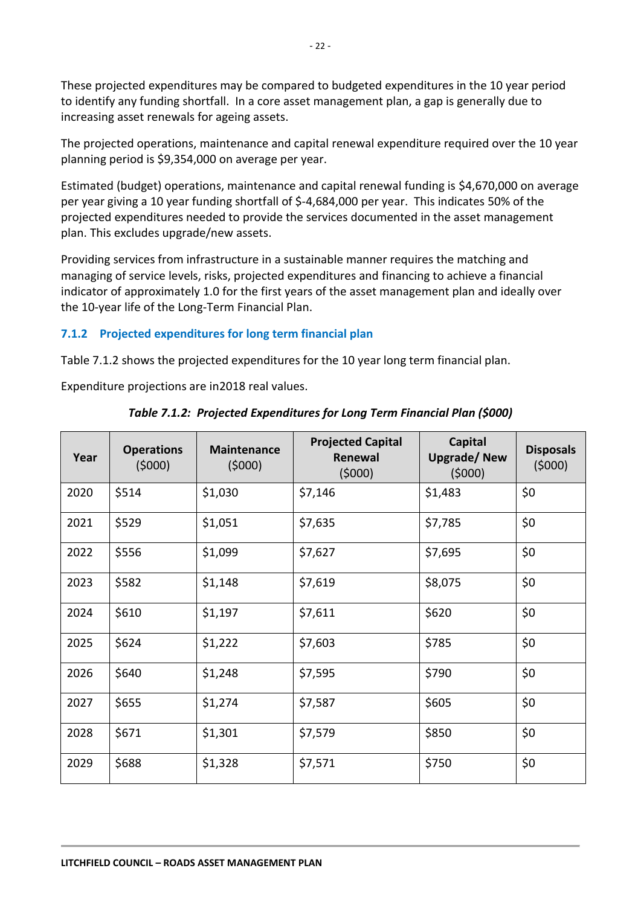These projected expenditures may be compared to budgeted expenditures in the 10 year period to identify any funding shortfall. In a core asset management plan, a gap is generally due to increasing asset renewals for ageing assets.

The projected operations, maintenance and capital renewal expenditure required over the 10 year planning period is $9,354,000 on average per year.

Estimated (budget) operations, maintenance and capital renewal funding is $4,670,000 on average per year giving a 10 year funding shortfall of $-4,684,000 per year. This indicates 50% of the projected expenditures needed to provide the services documented in the asset management plan. This excludes upgrade/new assets.

Providing services from infrastructure in a sustainable manner requires the matching and managing of service levels, risks, projected expenditures and financing to achieve a financial indicator of approximately 1.0 for the first years of the asset management plan and ideally over the 10-year life of the Long-Term Financial Plan.

### 7.1.2 Projected expenditures for long term financial plan

Table 7.1.2 shows the projected expenditures for the 10 year long term financial plan.

Expenditure projections are in2018 real values.

***Table 7.1.2: Projected Expenditures for Long Term Financial Plan ($000)***

| Year | Operations ($000) | Maintenance ($000) | Projected Capital Renewal ($000) | Capital Upgrade/ New ($000) | Disposals ($000) |
|---|---|---|---|---|---|
| 2020 | $514 | $1,030 | $7,146 | $1,483 | $0 |
| 2021 | $529 | $1,051 | $7,635 | $7,785 | $0 |
| 2022 | $556 | $1,099 | $7,627 | $7,695 | $0 |
| 2023 | $582 | $1,148 | $7,619 | $8,075 | $0 |
| 2024 | $610 | $1,197 | $7,611 | $620 | $0 |
| 2025 | $624 | $1,222 | $7,603 | $785 | $0 |
| 2026 | $640 | $1,248 | $7,595 | $790 | $0 |
| 2027 | $655 | $1,274 | $7,587 | $605 | $0 |
| 2028 | $671 | $1,301 | $7,579 | $850 | $0 |
| 2029 | $688 | $1,328 | $7,571 | $750 | $0 |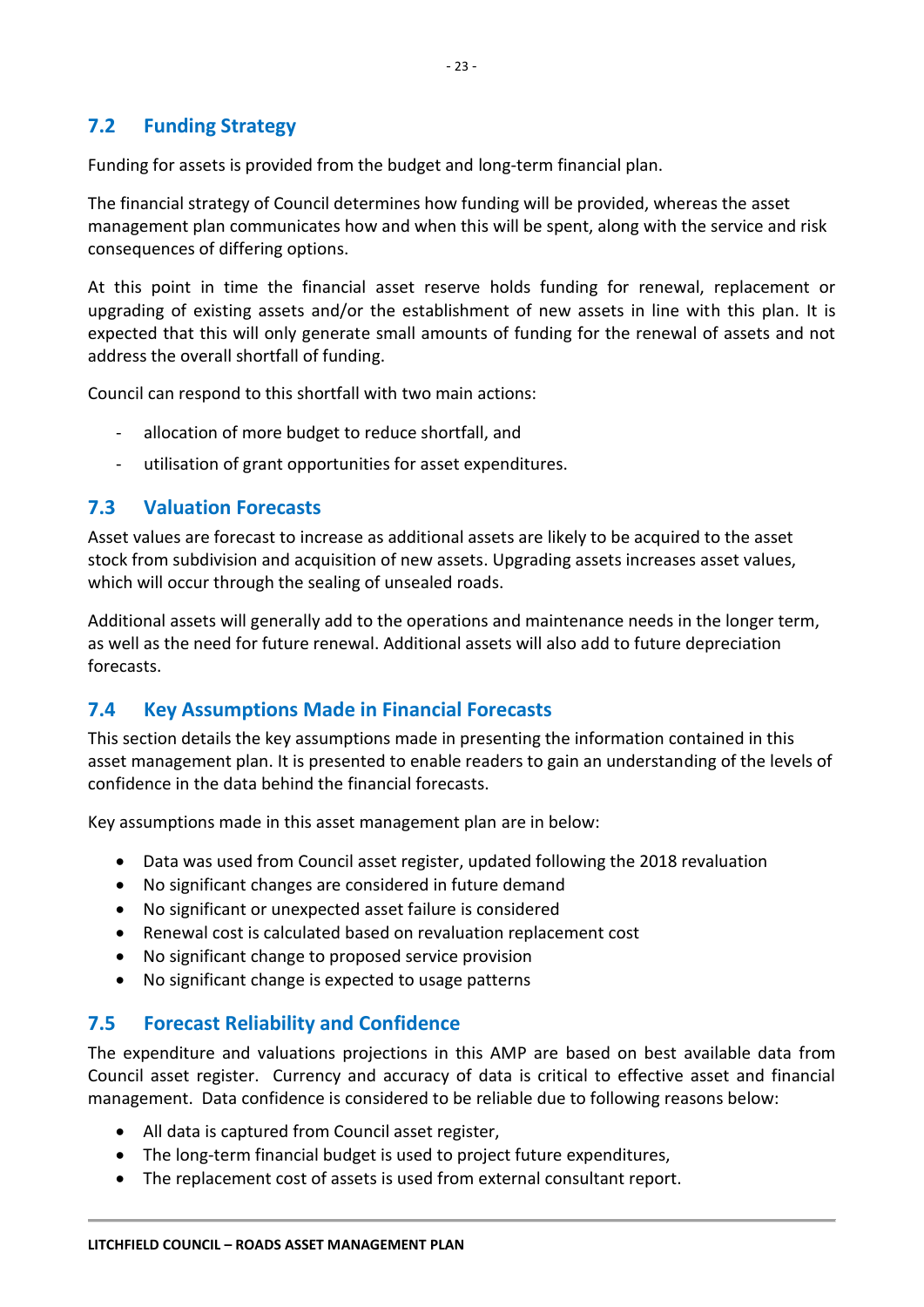## 7.2 Funding Strategy

Funding for assets is provided from the budget and long-term financial plan.

The financial strategy of Council determines how funding will be provided, whereas the asset management plan communicates how and when this will be spent, along with the service and risk consequences of differing options.

At this point in time the financial asset reserve holds funding for renewal, replacement or upgrading of existing assets and/or the establishment of new assets in line with this plan. It is expected that this will only generate small amounts of funding for the renewal of assets and not address the overall shortfall of funding.

Council can respond to this shortfall with two main actions:

- allocation of more budget to reduce shortfall, and
- utilisation of grant opportunities for asset expenditures.

## 7.3 Valuation Forecasts

Asset values are forecast to increase as additional assets are likely to be acquired to the asset stock from subdivision and acquisition of new assets. Upgrading assets increases asset values, which will occur through the sealing of unsealed roads.

Additional assets will generally add to the operations and maintenance needs in the longer term, as well as the need for future renewal. Additional assets will also add to future depreciation forecasts.

## 7.4 Key Assumptions Made in Financial Forecasts

This section details the key assumptions made in presenting the information contained in this asset management plan. It is presented to enable readers to gain an understanding of the levels of confidence in the data behind the financial forecasts.

Key assumptions made in this asset management plan are in below:

- Data was used from Council asset register, updated following the 2018 revaluation
- No significant changes are considered in future demand
- No significant or unexpected asset failure is considered
- Renewal cost is calculated based on revaluation replacement cost
- No significant change to proposed service provision
- No significant change is expected to usage patterns

## 7.5 Forecast Reliability and Confidence

The expenditure and valuations projections in this AMP are based on best available data from Council asset register. Currency and accuracy of data is critical to effective asset and financial management. Data confidence is considered to be reliable due to following reasons below:

- All data is captured from Council asset register,
- The long-term financial budget is used to project future expenditures,
- The replacement cost of assets is used from external consultant report.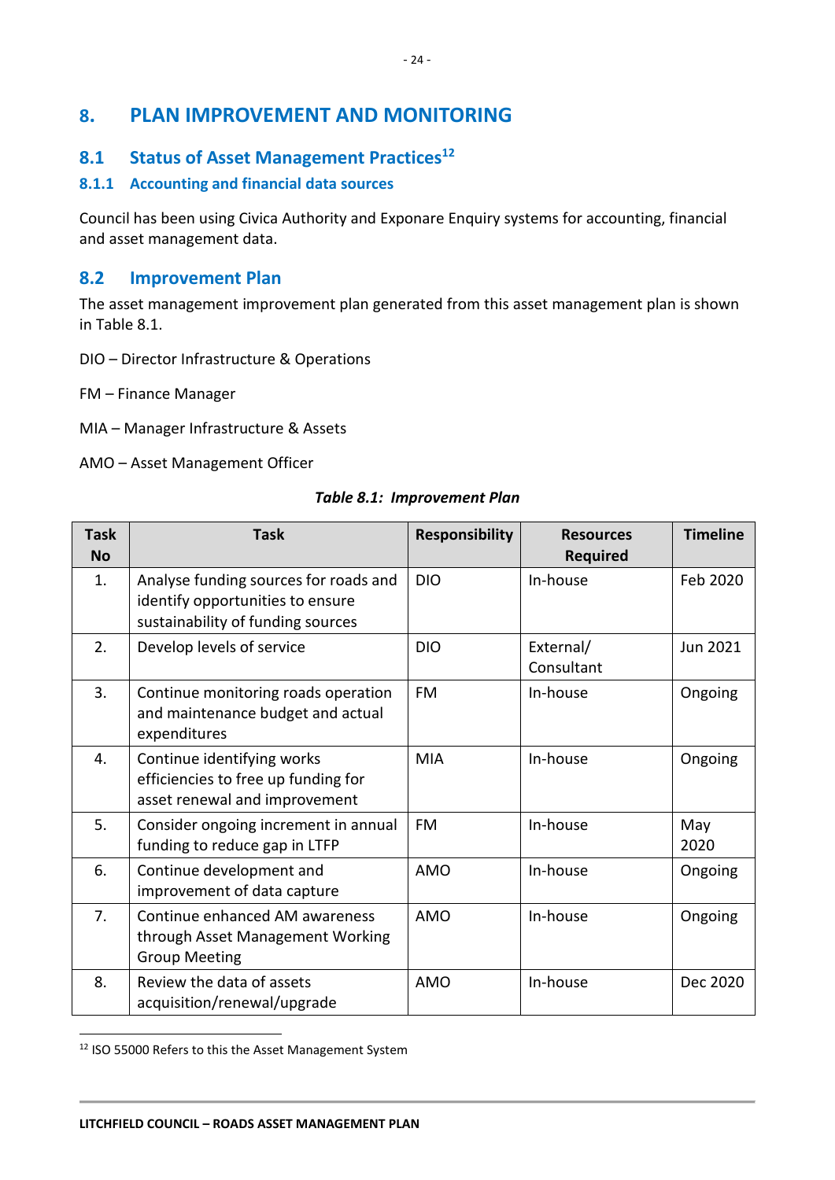# 8. PLAN IMPROVEMENT AND MONITORING

## 8.1 Status of Asset Management Practices[12]

### 8.1.1 Accounting and financial data sources

Council has been using Civica Authority and Exponare Enquiry systems for accounting, financial and asset management data.

## 8.2 Improvement Plan

The asset management improvement plan generated from this asset management plan is shown in Table 8.1.

DIO – Director Infrastructure & Operations

FM – Finance Manager

MIA – Manager Infrastructure & Assets

AMO – Asset Management Officer

***Table 8.1: Improvement Plan***

| Task No | Task | Responsibility | Resources Required | Timeline |
|---|---|---|---|---|
| 1. | Analyse funding sources for roads and identify opportunities to ensure sustainability of funding sources | DIO | In-house | Feb 2020 |
| 2. | Develop levels of service | DIO | External/ Consultant | Jun 2021 |
| 3. | Continue monitoring roads operation and maintenance budget and actual expenditures | FM | In-house | Ongoing |
| 4. | Continue identifying works efficiencies to free up funding for asset renewal and improvement | MIA | In-house | Ongoing |
| 5. | Consider ongoing increment in annual funding to reduce gap in LTFP | FM | In-house | May 2020 |
| 6. | Continue development and improvement of data capture | AMO | In-house | Ongoing |
| 7. | Continue enhanced AM awareness through Asset Management Working Group Meeting | AMO | In-house | Ongoing |
| 8. | Review the data of assets acquisition/renewal/upgrade | AMO | In-house | Dec 2020 |

[12] ISO 55000 Refers to this the Asset Management System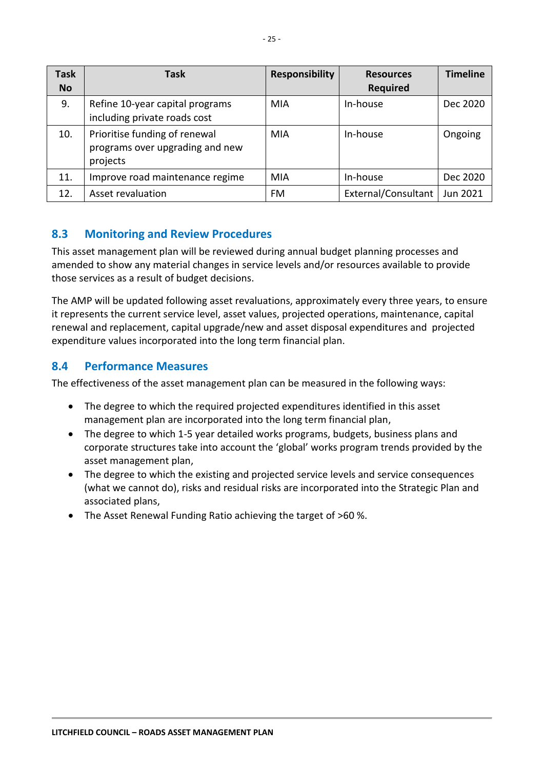| Task No | Task | Responsibility | Resources Required | Timeline |
|---|---|---|---|---|
| 9. | Refine 10-year capital programs including private roads cost | MIA | In-house | Dec 2020 |
| 10. | Prioritise funding of renewal programs over upgrading and new projects | MIA | In-house | Ongoing |
| 11. | Improve road maintenance regime | MIA | In-house | Dec 2020 |
| 12. | Asset revaluation | FM | External/Consultant | Jun 2021 |

## 8.3 Monitoring and Review Procedures

This asset management plan will be reviewed during annual budget planning processes and amended to show any material changes in service levels and/or resources available to provide those services as a result of budget decisions.

The AMP will be updated following asset revaluations, approximately every three years, to ensure it represents the current service level, asset values, projected operations, maintenance, capital renewal and replacement, capital upgrade/new and asset disposal expenditures and projected expenditure values incorporated into the long term financial plan.

## 8.4 Performance Measures

The effectiveness of the asset management plan can be measured in the following ways:

- The degree to which the required projected expenditures identified in this asset management plan are incorporated into the long term financial plan,
- The degree to which 1-5 year detailed works programs, budgets, business plans and corporate structures take into account the 'global' works program trends provided by the asset management plan,
- The degree to which the existing and projected service levels and service consequences (what we cannot do), risks and residual risks are incorporated into the Strategic Plan and associated plans,
- The Asset Renewal Funding Ratio achieving the target of >60 %.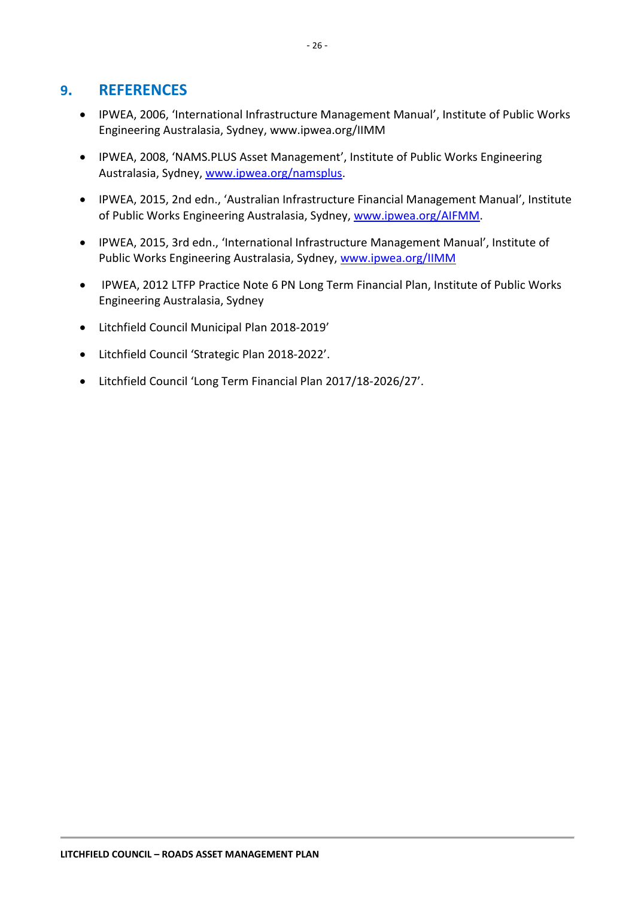# 9. REFERENCES

- IPWEA, 2006, 'International Infrastructure Management Manual', Institute of Public Works Engineering Australasia, Sydney, www.ipwea.org/IIMM
- IPWEA, 2008, 'NAMS.PLUS Asset Management', Institute of Public Works Engineering Australasia, Sydney, www.ipwea.org/namsplus.
- IPWEA, 2015, 2nd edn., 'Australian Infrastructure Financial Management Manual', Institute of Public Works Engineering Australasia, Sydney, www.ipwea.org/AIFMM.
- IPWEA, 2015, 3rd edn., 'International Infrastructure Management Manual', Institute of Public Works Engineering Australasia, Sydney, www.ipwea.org/IIMM
- IPWEA, 2012 LTFP Practice Note 6 PN Long Term Financial Plan, Institute of Public Works Engineering Australasia, Sydney
- Litchfield Council Municipal Plan 2018-2019'
- Litchfield Council 'Strategic Plan 2018-2022'.
- Litchfield Council 'Long Term Financial Plan 2017/18-2026/27'.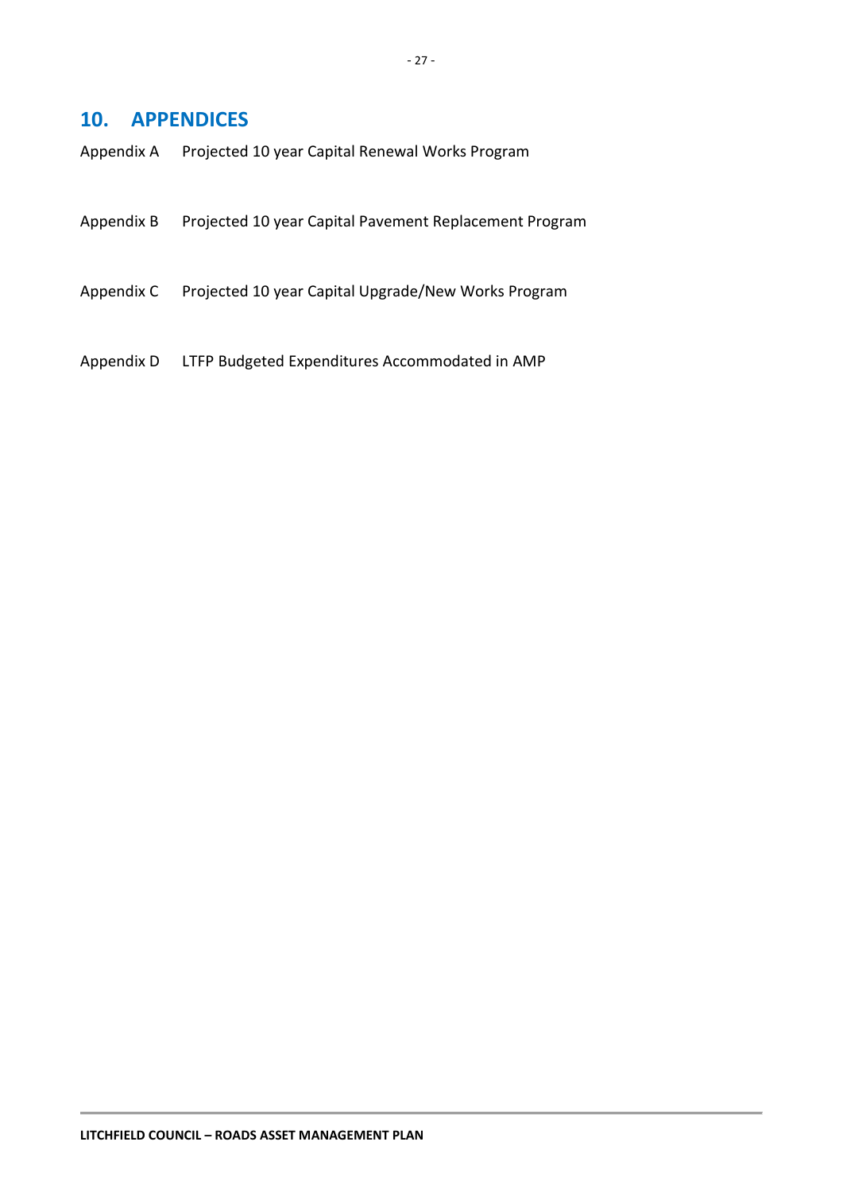## 10. APPENDICES

Appendix A Projected 10 year Capital Renewal Works Program

Appendix B Projected 10 year Capital Pavement Replacement Program

Appendix C Projected 10 year Capital Upgrade/New Works Program

Appendix D LTFP Budgeted Expenditures Accommodated in AMP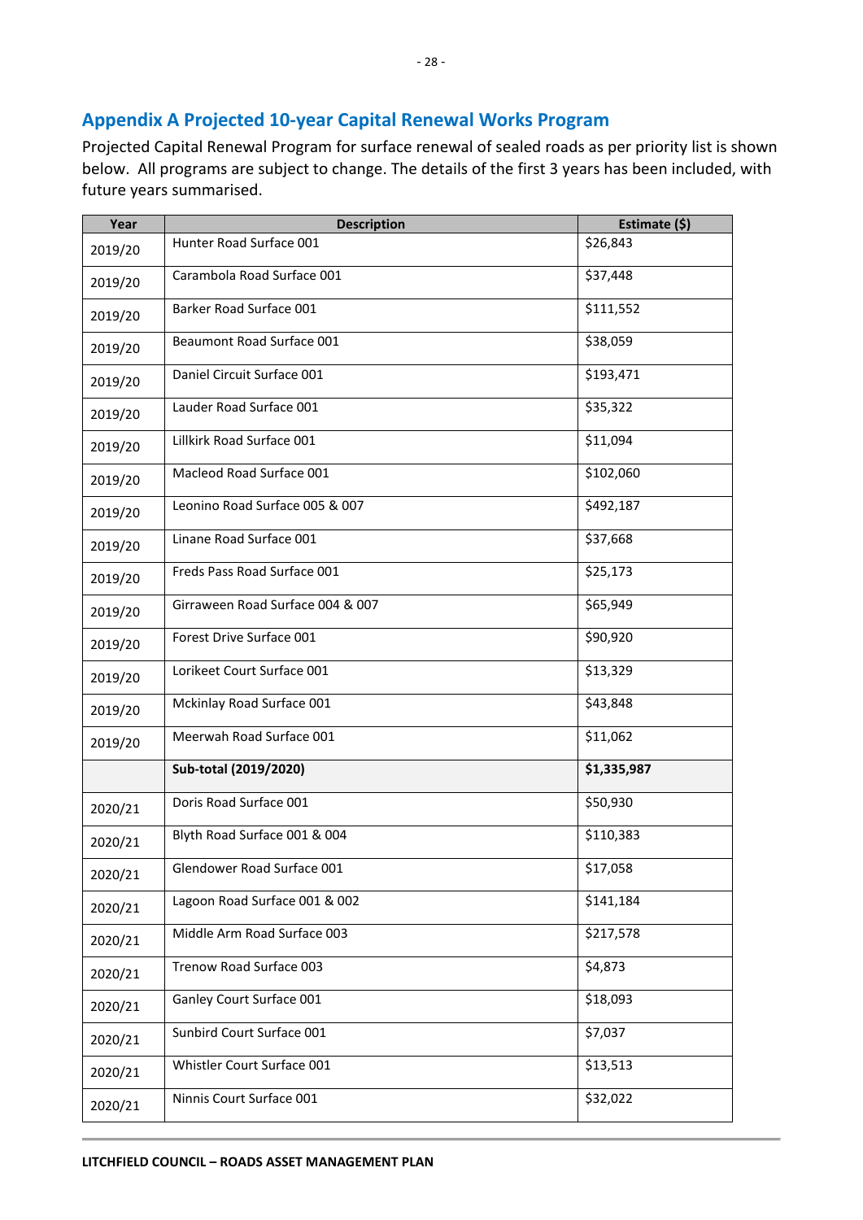## Appendix A Projected 10-year Capital Renewal Works Program

Projected Capital Renewal Program for surface renewal of sealed roads as per priority list is shown below. All programs are subject to change. The details of the first 3 years has been included, with future years summarised.

| Year | Description | Estimate ($) |
|---|---|---|
| 2019/20 | Hunter Road Surface 001 | $26,843 |
| 2019/20 | Carambola Road Surface 001 | $37,448 |
| 2019/20 | Barker Road Surface 001 | $111,552 |
| 2019/20 | Beaumont Road Surface 001 | $38,059 |
| 2019/20 | Daniel Circuit Surface 001 | $193,471 |
| 2019/20 | Lauder Road Surface 001 | $35,322 |
| 2019/20 | Lillkirk Road Surface 001 | $11,094 |
| 2019/20 | Macleod Road Surface 001 | $102,060 |
| 2019/20 | Leonino Road Surface 005 & 007 | $492,187 |
| 2019/20 | Linane Road Surface 001 | $37,668 |
| 2019/20 | Freds Pass Road Surface 001 | $25,173 |
| 2019/20 | Girraween Road Surface 004 & 007 | $65,949 |
| 2019/20 | Forest Drive Surface 001 | $90,920 |
| 2019/20 | Lorikeet Court Surface 001 | $13,329 |
| 2019/20 | Mckinlay Road Surface 001 | $43,848 |
| 2019/20 | Meerwah Road Surface 001 | $11,062 |
| | **Sub-total (2019/2020)** | **$1,335,987** |
| 2020/21 | Doris Road Surface 001 | $50,930 |
| 2020/21 | Blyth Road Surface 001 & 004 | $110,383 |
| 2020/21 | Glendower Road Surface 001 | $17,058 |
| 2020/21 | Lagoon Road Surface 001 & 002 | $141,184 |
| 2020/21 | Middle Arm Road Surface 003 | $217,578 |
| 2020/21 | Trenow Road Surface 003 | $4,873 |
| 2020/21 | Ganley Court Surface 001 | $18,093 |
| 2020/21 | Sunbird Court Surface 001 | $7,037 |
| 2020/21 | Whistler Court Surface 001 | $13,513 |
| 2020/21 | Ninnis Court Surface 001 | $32,022 |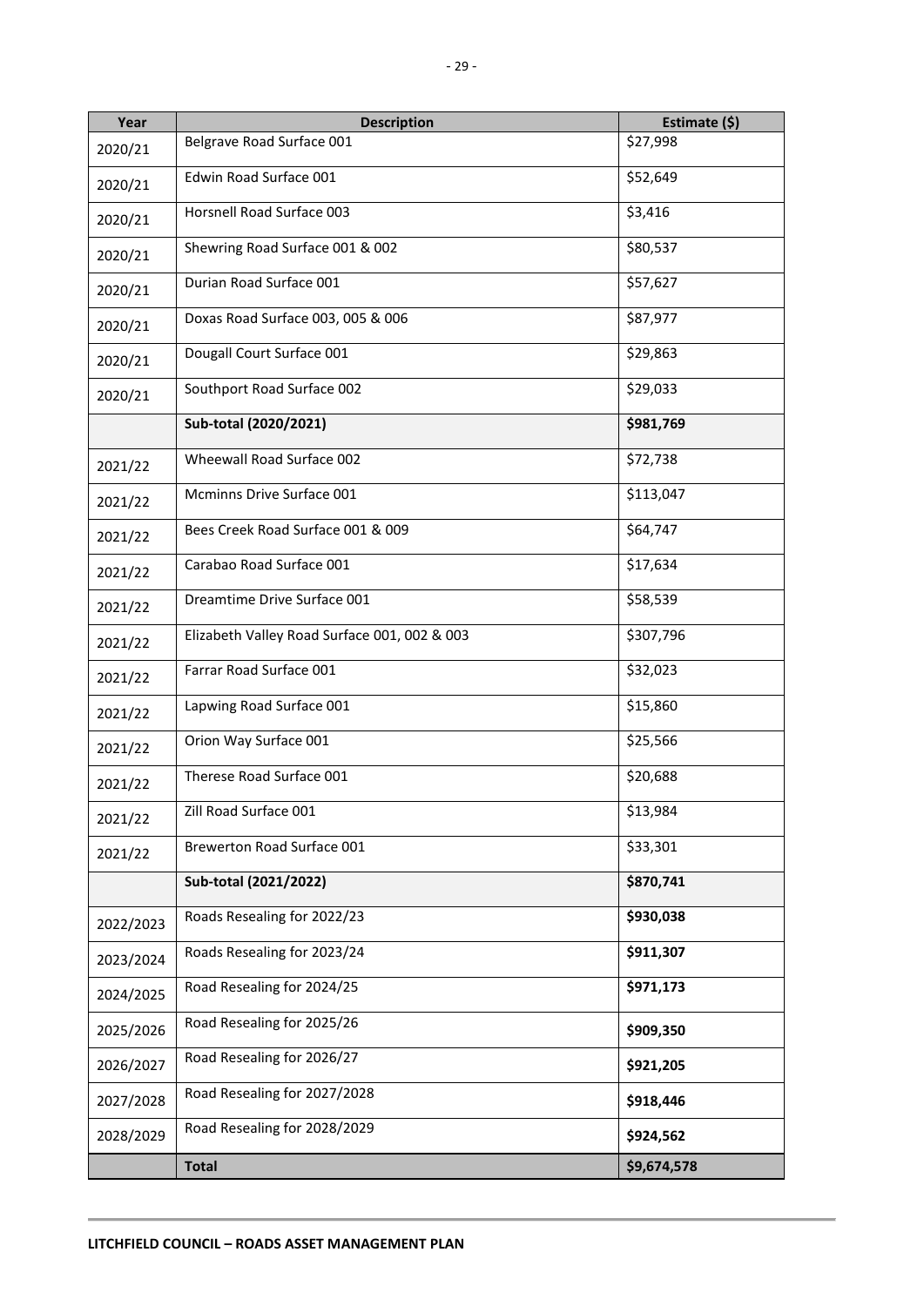| Year | Description | Estimate ($) |
|---|---|---|
| 2020/21 | Belgrave Road Surface 001 | $27,998 |
| 2020/21 | Edwin Road Surface 001 | $52,649 |
| 2020/21 | Horsnell Road Surface 003 | $3,416 |
| 2020/21 | Shewring Road Surface 001 & 002 | $80,537 |
| 2020/21 | Durian Road Surface 001 | $57,627 |
| 2020/21 | Doxas Road Surface 003, 005 & 006 | $87,977 |
| 2020/21 | Dougall Court Surface 001 | $29,863 |
| 2020/21 | Southport Road Surface 002 | $29,033 |
| | **Sub-total (2020/2021)** | **$981,769** |
| 2021/22 | Wheewall Road Surface 002 | $72,738 |
| 2021/22 | Mcminns Drive Surface 001 | $113,047 |
| 2021/22 | Bees Creek Road Surface 001 & 009 | $64,747 |
| 2021/22 | Carabao Road Surface 001 | $17,634 |
| 2021/22 | Dreamtime Drive Surface 001 | $58,539 |
| 2021/22 | Elizabeth Valley Road Surface 001, 002 & 003 | $307,796 |
| 2021/22 | Farrar Road Surface 001 | $32,023 |
| 2021/22 | Lapwing Road Surface 001 | $15,860 |
| 2021/22 | Orion Way Surface 001 | $25,566 |
| 2021/22 | Therese Road Surface 001 | $20,688 |
| 2021/22 | Zill Road Surface 001 | $13,984 |
| 2021/22 | Brewerton Road Surface 001 | $33,301 |
| | **Sub-total (2021/2022)** | **$870,741** |
| 2022/2023 | Roads Resealing for 2022/23 | **$930,038** |
| 2023/2024 | Roads Resealing for 2023/24 | **$911,307** |
| 2024/2025 | Road Resealing for 2024/25 | **$971,173** |
| 2025/2026 | Road Resealing for 2025/26 | **$909,350** |
| 2026/2027 | Road Resealing for 2026/27 | **$921,205** |
| 2027/2028 | Road Resealing for 2027/2028 | **$918,446** |
| 2028/2029 | Road Resealing for 2028/2029 | **$924,562** |
| | **Total** | **$9,674,578** |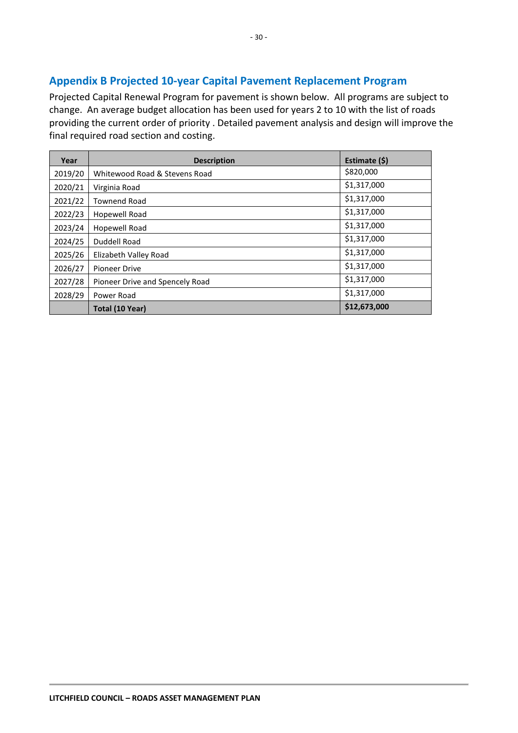## Appendix B Projected 10-year Capital Pavement Replacement Program

Projected Capital Renewal Program for pavement is shown below. All programs are subject to change. An average budget allocation has been used for years 2 to 10 with the list of roads providing the current order of priority . Detailed pavement analysis and design will improve the final required road section and costing.

| Year | Description | Estimate ($) |
|---|---|---|
| 2019/20 | Whitewood Road & Stevens Road | $820,000 |
| 2020/21 | Virginia Road | $1,317,000 |
| 2021/22 | Townend Road | $1,317,000 |
| 2022/23 | Hopewell Road | $1,317,000 |
| 2023/24 | Hopewell Road | $1,317,000 |
| 2024/25 | Duddell Road | $1,317,000 |
| 2025/26 | Elizabeth Valley Road | $1,317,000 |
| 2026/27 | Pioneer Drive | $1,317,000 |
| 2027/28 | Pioneer Drive and Spencely Road | $1,317,000 |
| 2028/29 | Power Road | $1,317,000 |
| | **Total (10 Year)** | **$12,673,000** |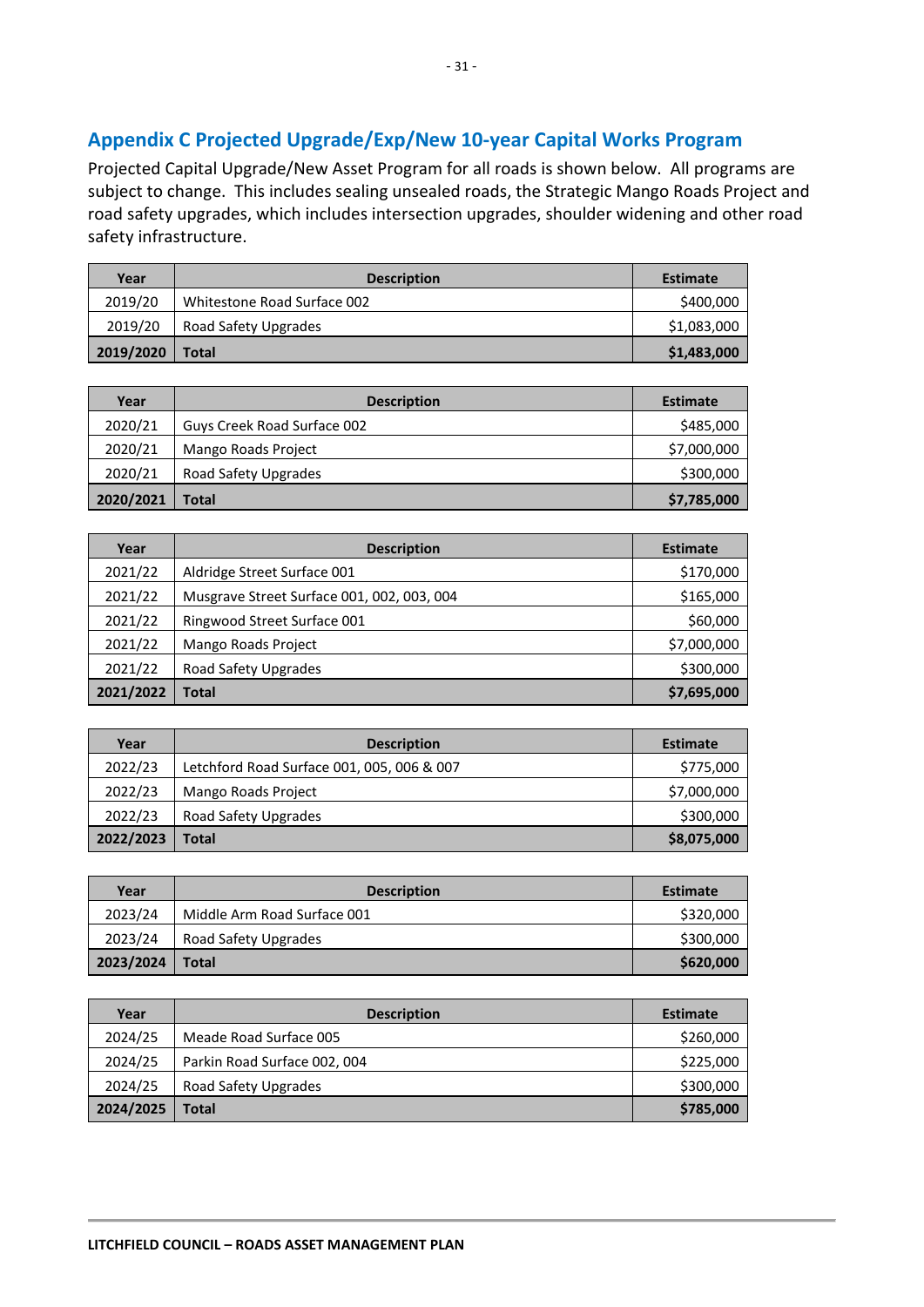## Appendix C Projected Upgrade/Exp/New 10-year Capital Works Program

Projected Capital Upgrade/New Asset Program for all roads is shown below. All programs are subject to change. This includes sealing unsealed roads, the Strategic Mango Roads Project and road safety upgrades, which includes intersection upgrades, shoulder widening and other road safety infrastructure.

| Year | Description | Estimate |
|---|---|---|
| 2019/20 | Whitestone Road Surface 002 | $400,000 |
| 2019/20 | Road Safety Upgrades | $1,083,000 |
| **2019/2020** | **Total** | **$1,483,000** |

| Year | Description | Estimate |
|---|---|---|
| 2020/21 | Guys Creek Road Surface 002 | $485,000 |
| 2020/21 | Mango Roads Project | $7,000,000 |
| 2020/21 | Road Safety Upgrades | $300,000 |
| **2020/2021** | **Total** | **$7,785,000** |

| Year | Description | Estimate |
|---|---|---|
| 2021/22 | Aldridge Street Surface 001 | $170,000 |
| 2021/22 | Musgrave Street Surface 001, 002, 003, 004 | $165,000 |
| 2021/22 | Ringwood Street Surface 001 | $60,000 |
| 2021/22 | Mango Roads Project | $7,000,000 |
| 2021/22 | Road Safety Upgrades | $300,000 |
| **2021/2022** | **Total** | **$7,695,000** |

| Year | Description | Estimate |
|---|---|---|
| 2022/23 | Letchford Road Surface 001, 005, 006 & 007 | $775,000 |
| 2022/23 | Mango Roads Project | $7,000,000 |
| 2022/23 | Road Safety Upgrades | $300,000 |
| **2022/2023** | **Total** | **$8,075,000** |

| Year | Description | Estimate |
|---|---|---|
| 2023/24 | Middle Arm Road Surface 001 | $320,000 |
| 2023/24 | Road Safety Upgrades | $300,000 |
| **2023/2024** | **Total** | **$620,000** |

| Year | Description | Estimate |
|---|---|---|
| 2024/25 | Meade Road Surface 005 | $260,000 |
| 2024/25 | Parkin Road Surface 002, 004 | $225,000 |
| 2024/25 | Road Safety Upgrades | $300,000 |
| **2024/2025** | **Total** | **$785,000** |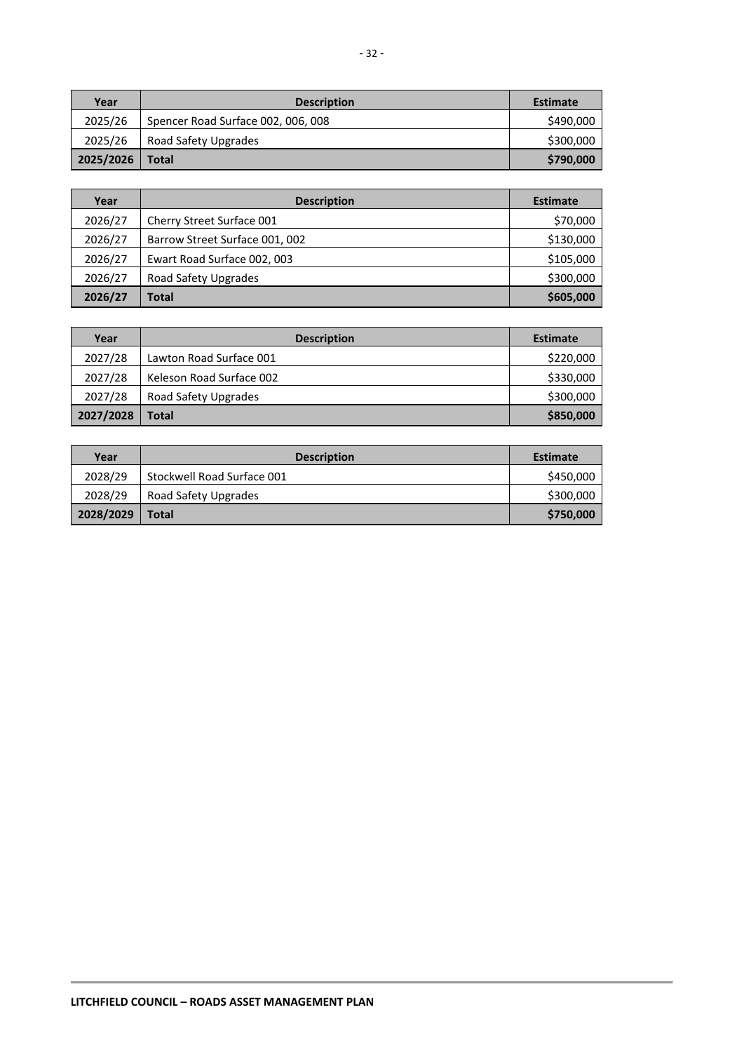| Year | Description | Estimate |
|---|---|---|
| 2025/26 | Spencer Road Surface 002, 006, 008 | $490,000 |
| 2025/26 | Road Safety Upgrades | $300,000 |
| **2025/2026** | **Total** | **$790,000** |

| Year | Description | Estimate |
|---|---|---|
| 2026/27 | Cherry Street Surface 001 | $70,000 |
| 2026/27 | Barrow Street Surface 001, 002 | $130,000 |
| 2026/27 | Ewart Road Surface 002, 003 | $105,000 |
| 2026/27 | Road Safety Upgrades | $300,000 |
| **2026/27** | **Total** | **$605,000** |

| Year | Description | Estimate |
|---|---|---|
| 2027/28 | Lawton Road Surface 001 | $220,000 |
| 2027/28 | Keleson Road Surface 002 | $330,000 |
| 2027/28 | Road Safety Upgrades | $300,000 |
| **2027/2028** | **Total** | **$850,000** |

| Year | Description | Estimate |
|---|---|---|
| 2028/29 | Stockwell Road Surface 001 | $450,000 |
| 2028/29 | Road Safety Upgrades | $300,000 |
| **2028/2029** | **Total** | **$750,000** |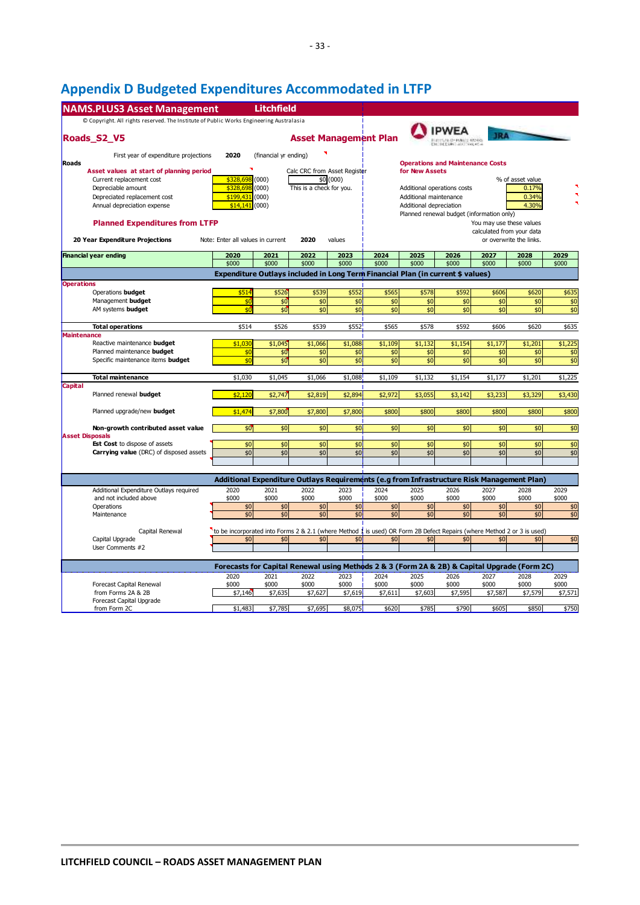# Appendix D Budgeted Expenditures Accommodated in LTFP

## NAMS.PLUS3 Asset Management — Litchfield

© Copyright. All rights reserved. The Institute of Public Works Engineering Australasia

**Roads_S2_V5** — **Asset Management Plan**

First year of expenditure projections **2020** (financial yr ending)

**Roads**

**Asset values at start of planning period**

| | | |
|---|---|---|
| Current replacement cost | $328,698 | (000) |
| Depreciable amount | $328,698 | (000) |
| Depreciated replacement cost | $199,431 | (000) |
| Annual depreciation expense | $14,141 | (000) |

Calc CRC from Asset Register: $0 (000)
This is a check for you.

**Operations and Maintenance Costs for New Assets**

| | % of asset value |
|---|---|
| Additional operations costs | 0.17% |
| Additional maintenance | 0.34% |
| Additional depreciation | 4.30% |

Planned renewal budget (information only)

You may use these values calculated from your data or overwrite the links.

**Planned Expenditures from LTFP**

**20 Year Expenditure Projections** — Note: Enter all values in current 2020 values

| Financial year ending | 2020 | 2021 | 2022 | 2023 | 2024 | 2025 | 2026 | 2027 | 2028 | 2029 |
|---|---|---|---|---|---|---|---|---|---|---|
| | $000 | $000 | $000 | $000 | $000 | $000 | $000 | $000 | $000 | $000 |
| **Expenditure Outlays included in Long Term Financial Plan (in current $ values)** | | | | | | | | | | |
| **Operations** | | | | | | | | | | |
| Operations **budget** | $514 | $526 | $539 | $552 | $565 | $578 | $592 | $606 | $620 | $635 |
| Management **budget** | $0 | $0 | $0 | $0 | $0 | $0 | $0 | $0 | $0 | $0 |
| AM systems **budget** | $0 | $0 | $0 | $0 | $0 | $0 | $0 | $0 | $0 | $0 |
| **Total operations** | $514 | $526 | $539 | $552 | $565 | $578 | $592 | $606 | $620 | $635 |
| **Maintenance** | | | | | | | | | | |
| Reactive maintenance **budget** | $1,030 | $1,045 | $1,066 | $1,088 | $1,109 | $1,132 | $1,154 | $1,177 | $1,201 | $1,225 |
| Planned maintenance **budget** | $0 | $0 | $0 | $0 | $0 | $0 | $0 | $0 | $0 | $0 |
| Specific maintenance items **budget** | $0 | $0 | $0 | $0 | $0 | $0 | $0 | $0 | $0 | $0 |
| **Total maintenance** | $1,030 | $1,045 | $1,066 | $1,088 | $1,109 | $1,132 | $1,154 | $1,177 | $1,201 | $1,225 |
| **Capital** | | | | | | | | | | |
| Planned renewal **budget** | $2,120 | $2,747 | $2,819 | $2,894 | $2,972 | $3,055 | $3,142 | $3,233 | $3,329 | $3,430 |
| Planned upgrade/new **budget** | $1,474 | $7,800 | $7,800 | $7,800 | $800 | $800 | $800 | $800 | $800 | $800 |
| **Non-growth contributed asset value** | $0 | $0 | $0 | $0 | $0 | $0 | $0 | $0 | $0 | $0 |
| **Asset Disposals** | | | | | | | | | | |
| **Est Cost** to dispose of assets | $0 | $0 | $0 | $0 | $0 | $0 | $0 | $0 | $0 | $0 |
| **Carrying value** (DRC) of disposed assets | $0 | $0 | $0 | $0 | $0 | $0 | $0 | $0 | $0 | $0 |

**Additional Expenditure Outlays Requirements (e.g from Infrastructure Risk Management Plan)**

| Additional Expenditure Outlays required and not included above | 2020 | 2021 | 2022 | 2023 | 2024 | 2025 | 2026 | 2027 | 2028 | 2029 |
|---|---|---|---|---|---|---|---|---|---|---|
| | $000 | $000 | $000 | $000 | $000 | $000 | $000 | $000 | $000 | $000 |
| Operations | $0 | $0 | $0 | $0 | $0 | $0 | $0 | $0 | $0 | $0 |
| Maintenance | $0 | $0 | $0 | $0 | $0 | $0 | $0 | $0 | $0 | $0 |
| Capital Renewal | to be incorporated into Forms 2 & 2.1 (where Method 1 is used) OR Form 2B Defect Repairs (where Method 2 or 3 is used) | | | | | | | | | |
| Capital Upgrade | $0 | $0 | $0 | $0 | $0 | $0 | $0 | $0 | $0 | $0 |
| User Comments #2 | | | | | | | | | | |

**Forecasts for Capital Renewal using Methods 2 & 3 (Form 2A & 2B) & Capital Upgrade (Form 2C)**

| | 2020 | 2021 | 2022 | 2023 | 2024 | 2025 | 2026 | 2027 | 2028 | 2029 |
|---|---|---|---|---|---|---|---|---|---|---|
| | $000 | $000 | $000 | $000 | $000 | $000 | $000 | $000 | $000 | $000 |
| Forecast Capital Renewal from Forms 2A & 2B | $7,146 | $7,635 | $7,627 | $7,619 | $7,611 | $7,603 | $7,595 | $7,587 | $7,579 | $7,571 |
| Forecast Capital Upgrade from Form 2C | $1,483 | $7,785 | $7,695 | $8,075 | $620 | $785 | $790 | $605 | $850 | $750 |